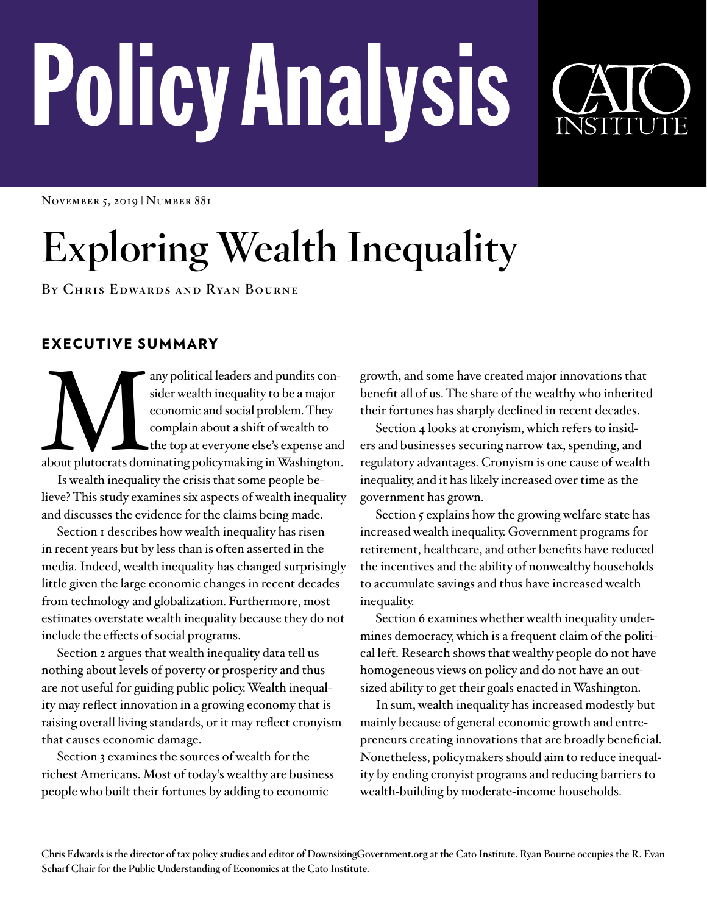# Policy Analysis

CATO INSTITUTE

November 5, 2019 | Number 881

# Exploring Wealth Inequality

By Chris Edwards and Ryan Bourne

## EXECUTIVE SUMMARY

Many political leaders and pundits consider wealth inequality to be a major economic and social problem. They complain about a shift of wealth to the top at everyone else's expense and about plutocrats dominating policymaking in Washington.

Is wealth inequality the crisis that some people believe? This study examines six aspects of wealth inequality and discusses the evidence for the claims being made.

Section 1 describes how wealth inequality has risen in recent years but by less than is often asserted in the media. Indeed, wealth inequality has changed surprisingly little given the large economic changes in recent decades from technology and globalization. Furthermore, most estimates overstate wealth inequality because they do not include the effects of social programs.

Section 2 argues that wealth inequality data tell us nothing about levels of poverty or prosperity and thus are not useful for guiding public policy. Wealth inequality may reflect innovation in a growing economy that is raising overall living standards, or it may reflect cronyism that causes economic damage.

Section 3 examines the sources of wealth for the richest Americans. Most of today's wealthy are business people who built their fortunes by adding to economic growth, and some have created major innovations that benefit all of us. The share of the wealthy who inherited their fortunes has sharply declined in recent decades.

Section 4 looks at cronyism, which refers to insiders and businesses securing narrow tax, spending, and regulatory advantages. Cronyism is one cause of wealth inequality, and it has likely increased over time as the government has grown.

Section 5 explains how the growing welfare state has increased wealth inequality. Government programs for retirement, healthcare, and other benefits have reduced the incentives and the ability of nonwealthy households to accumulate savings and thus have increased wealth inequality.

Section 6 examines whether wealth inequality undermines democracy, which is a frequent claim of the political left. Research shows that wealthy people do not have homogeneous views on policy and do not have an outsized ability to get their goals enacted in Washington.

In sum, wealth inequality has increased modestly but mainly because of general economic growth and entrepreneurs creating innovations that are broadly beneficial. Nonetheless, policymakers should aim to reduce inequality by ending cronyist programs and reducing barriers to wealth-building by moderate-income households.

**Chris Edwards is the director of tax policy studies and editor of DownsizingGovernment.org at the Cato Institute. Ryan Bourne occupies the R. Evan Scharf Chair for the Public Understanding of Economics at the Cato Institute.**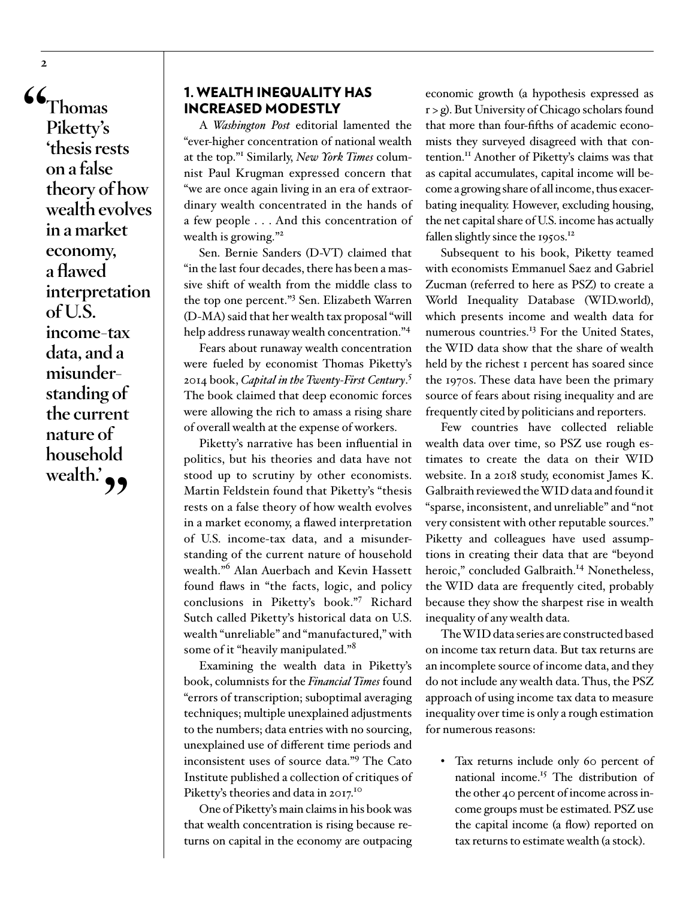> "Thomas Piketty's 'thesis rests on a false theory of how wealth evolves in a market economy, a flawed interpretation of U.S. income-tax data, and a misunderstanding of the current nature of household wealth.'"

## 1. WEALTH INEQUALITY HAS INCREASED MODESTLY

A *Washington Post* editorial lamented the "ever-higher concentration of national wealth at the top."[1] Similarly, *New York Times* columnist Paul Krugman expressed concern that "we are once again living in an era of extraordinary wealth concentrated in the hands of a few people . . . And this concentration of wealth is growing."[2]

Sen. Bernie Sanders (D-VT) claimed that "in the last four decades, there has been a massive shift of wealth from the middle class to the top one percent."[3] Sen. Elizabeth Warren (D-MA) said that her wealth tax proposal "will help address runaway wealth concentration."[4]

Fears about runaway wealth concentration were fueled by economist Thomas Piketty's 2014 book, *Capital in the Twenty-First Century*.[5] The book claimed that deep economic forces were allowing the rich to amass a rising share of overall wealth at the expense of workers.

Piketty's narrative has been influential in politics, but his theories and data have not stood up to scrutiny by other economists. Martin Feldstein found that Piketty's "thesis rests on a false theory of how wealth evolves in a market economy, a flawed interpretation of U.S. income-tax data, and a misunderstanding of the current nature of household wealth."[6] Alan Auerbach and Kevin Hassett found flaws in "the facts, logic, and policy conclusions in Piketty's book."[7] Richard Sutch called Piketty's historical data on U.S. wealth "unreliable" and "manufactured," with some of it "heavily manipulated."[8]

Examining the wealth data in Piketty's book, columnists for the *Financial Times* found "errors of transcription; suboptimal averaging techniques; multiple unexplained adjustments to the numbers; data entries with no sourcing, unexplained use of different time periods and inconsistent uses of source data."[9] The Cato Institute published a collection of critiques of Piketty's theories and data in 2017.[10]

One of Piketty's main claims in his book was that wealth concentration is rising because returns on capital in the economy are outpacing economic growth (a hypothesis expressed as $r > g$). But University of Chicago scholars found that more than four-fifths of academic economists they surveyed disagreed with that contention.[11] Another of Piketty's claims was that as capital accumulates, capital income will become a growing share of all income, thus exacerbating inequality. However, excluding housing, the net capital share of U.S. income has actually fallen slightly since the 1950s.[12]

Subsequent to his book, Piketty teamed with economists Emmanuel Saez and Gabriel Zucman (referred to here as PSZ) to create a World Inequality Database (WID.world), which presents income and wealth data for numerous countries.[13] For the United States, the WID data show that the share of wealth held by the richest 1 percent has soared since the 1970s. These data have been the primary source of fears about rising inequality and are frequently cited by politicians and reporters.

Few countries have collected reliable wealth data over time, so PSZ use rough estimates to create the data on their WID website. In a 2018 study, economist James K. Galbraith reviewed the WID data and found it "sparse, inconsistent, and unreliable" and "not very consistent with other reputable sources." Piketty and colleagues have used assumptions in creating their data that are "beyond heroic," concluded Galbraith.[14] Nonetheless, the WID data are frequently cited, probably because they show the sharpest rise in wealth inequality of any wealth data.

The WID data series are constructed based on income tax return data. But tax returns are an incomplete source of income data, and they do not include any wealth data. Thus, the PSZ approach of using income tax data to measure inequality over time is only a rough estimation for numerous reasons:

- Tax returns include only 60 percent of national income.[15] The distribution of the other 40 percent of income across income groups must be estimated. PSZ use the capital income (a flow) reported on tax returns to estimate wealth (a stock).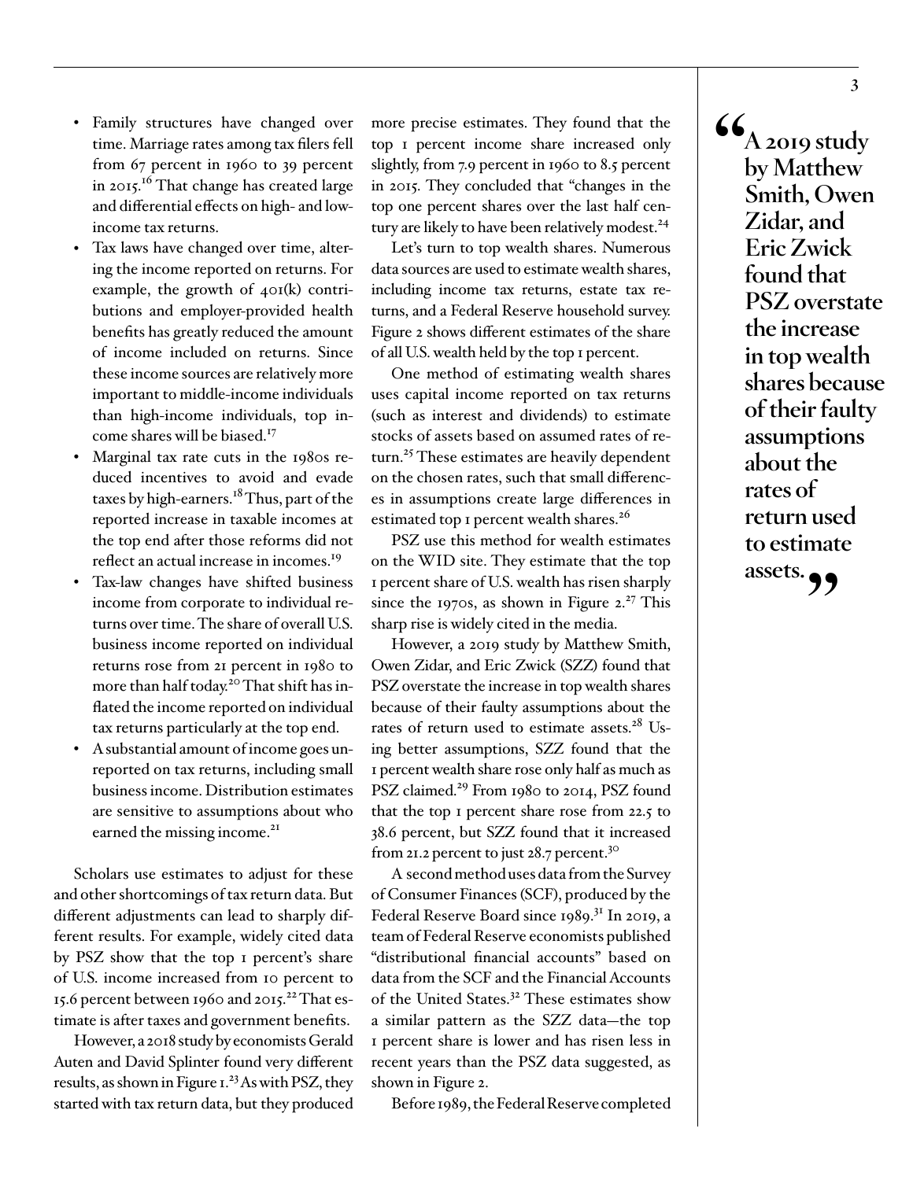- Family structures have changed over time. Marriage rates among tax filers fell from 67 percent in 1960 to 39 percent in 2015.[16] That change has created large and differential effects on high- and low-income tax returns.
- Tax laws have changed over time, altering the income reported on returns. For example, the growth of 401(k) contributions and employer-provided health benefits has greatly reduced the amount of income included on returns. Since these income sources are relatively more important to middle-income individuals than high-income individuals, top income shares will be biased.[17]
- Marginal tax rate cuts in the 1980s reduced incentives to avoid and evade taxes by high-earners.[18] Thus, part of the reported increase in taxable incomes at the top end after those reforms did not reflect an actual increase in incomes.[19]
- Tax-law changes have shifted business income from corporate to individual returns over time. The share of overall U.S. business income reported on individual returns rose from 21 percent in 1980 to more than half today.[20] That shift has inflated the income reported on individual tax returns particularly at the top end.
- A substantial amount of income goes unreported on tax returns, including small business income. Distribution estimates are sensitive to assumptions about who earned the missing income.[21]

Scholars use estimates to adjust for these and other shortcomings of tax return data. But different adjustments can lead to sharply different results. For example, widely cited data by PSZ show that the top 1 percent's share of U.S. income increased from 10 percent to 15.6 percent between 1960 and 2015.[22] That estimate is after taxes and government benefits.

However, a 2018 study by economists Gerald Auten and David Splinter found very different results, as shown in Figure 1.[23] As with PSZ, they started with tax return data, but they produced more precise estimates. They found that the top 1 percent income share increased only slightly, from 7.9 percent in 1960 to 8.5 percent in 2015. They concluded that "changes in the top one percent shares over the last half century are likely to have been relatively modest.[24]

Let's turn to top wealth shares. Numerous data sources are used to estimate wealth shares, including income tax returns, estate tax returns, and a Federal Reserve household survey. Figure 2 shows different estimates of the share of all U.S. wealth held by the top 1 percent.

One method of estimating wealth shares uses capital income reported on tax returns (such as interest and dividends) to estimate stocks of assets based on assumed rates of return.[25] These estimates are heavily dependent on the chosen rates, such that small differences in assumptions create large differences in estimated top 1 percent wealth shares.[26]

PSZ use this method for wealth estimates on the WID site. They estimate that the top 1 percent share of U.S. wealth has risen sharply since the 1970s, as shown in Figure 2.[27] This sharp rise is widely cited in the media.

However, a 2019 study by Matthew Smith, Owen Zidar, and Eric Zwick (SZZ) found that PSZ overstate the increase in top wealth shares because of their faulty assumptions about the rates of return used to estimate assets.[28] Using better assumptions, SZZ found that the 1 percent wealth share rose only half as much as PSZ claimed.[29] From 1980 to 2014, PSZ found that the top 1 percent share rose from 22.5 to 38.6 percent, but SZZ found that it increased from 21.2 percent to just 28.7 percent.[30]

> **"A 2019 study by Matthew Smith, Owen Zidar, and Eric Zwick found that PSZ overstate the increase in top wealth shares because of their faulty assumptions about the rates of return used to estimate assets."**

A second method uses data from the Survey of Consumer Finances (SCF), produced by the Federal Reserve Board since 1989.[31] In 2019, a team of Federal Reserve economists published "distributional financial accounts" based on data from the SCF and the Financial Accounts of the United States.[32] These estimates show a similar pattern as the SZZ data—the top 1 percent share is lower and has risen less in recent years than the PSZ data suggested, as shown in Figure 2.

Before 1989, the Federal Reserve completed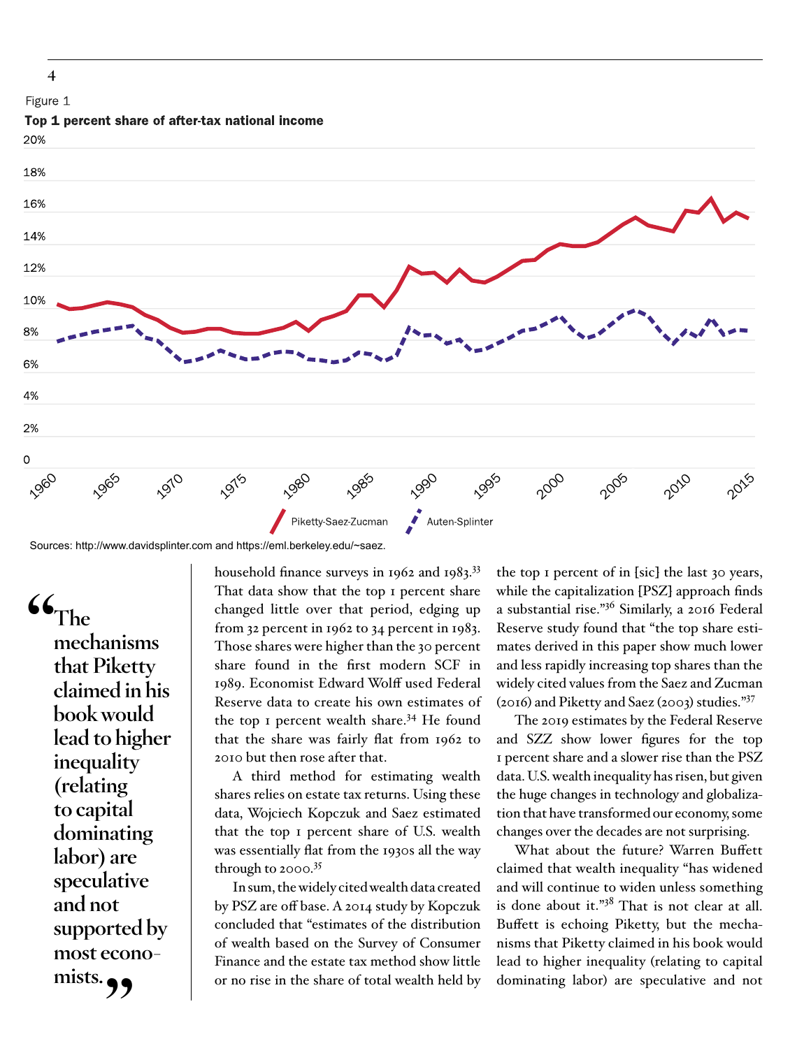Figure 1

**Top 1 percent share of after-tax national income**

Sources: http://www.davidsplinter.com and https://eml.berkeley.edu/~saez.

household finance surveys in 1962 and 1983.[33] That data show that the top 1 percent share changed little over that period, edging up from 32 percent in 1962 to 34 percent in 1983. Those shares were higher than the 30 percent share found in the first modern SCF in 1989. Economist Edward Wolff used Federal Reserve data to create his own estimates of the top 1 percent wealth share.[34] He found that the share was fairly flat from 1962 to 2010 but then rose after that.

A third method for estimating wealth shares relies on estate tax returns. Using these data, Wojciech Kopczuk and Saez estimated that the top 1 percent share of U.S. wealth was essentially flat from the 1930s all the way through to 2000.[35]

In sum, the widely cited wealth data created by PSZ are off base. A 2014 study by Kopczuk concluded that "estimates of the distribution of wealth based on the Survey of Consumer Finance and the estate tax method show little or no rise in the share of total wealth held by the top 1 percent of in [sic] the last 30 years, while the capitalization [PSZ] approach finds a substantial rise."[36] Similarly, a 2016 Federal Reserve study found that "the top share estimates derived in this paper show much lower and less rapidly increasing top shares than the widely cited values from the Saez and Zucman (2016) and Piketty and Saez (2003) studies."[37]

The 2019 estimates by the Federal Reserve and SZZ show lower figures for the top 1 percent share and a slower rise than the PSZ data. U.S. wealth inequality has risen, but given the huge changes in technology and globalization that have transformed our economy, some changes over the decades are not surprising.

What about the future? Warren Buffett claimed that wealth inequality "has widened and will continue to widen unless something is done about it."[38] That is not clear at all. Buffett is echoing Piketty, but the mechanisms that Piketty claimed in his book would lead to higher inequality (relating to capital dominating labor) are speculative and not

> "The mechanisms that Piketty claimed in his book would lead to higher inequality (relating to capital dominating labor) are speculative and not supported by most economists."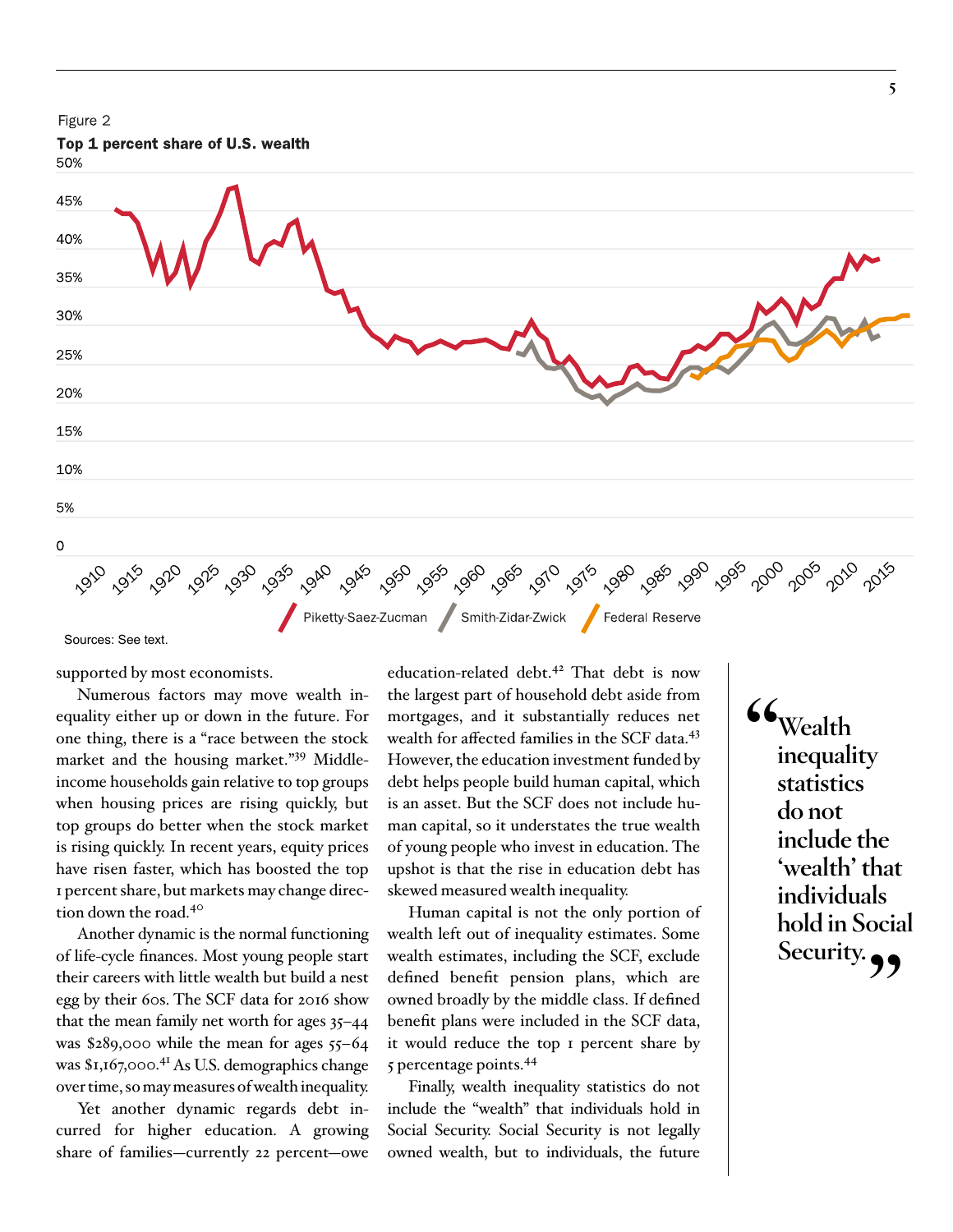Figure 2

**Top 1 percent share of U.S. wealth**

Sources: See text.

supported by most economists.

Numerous factors may move wealth inequality either up or down in the future. For one thing, there is a "race between the stock market and the housing market."[39] Middle-income households gain relative to top groups when housing prices are rising quickly, but top groups do better when the stock market is rising quickly. In recent years, equity prices have risen faster, which has boosted the top 1 percent share, but markets may change direction down the road.[40]

Another dynamic is the normal functioning of life-cycle finances. Most young people start their careers with little wealth but build a nest egg by their 60s. The SCF data for 2016 show that the mean family net worth for ages 35–44 was $289,000 while the mean for ages 55–64 was $1,167,000.[41] As U.S. demographics change over time, so may measures of wealth inequality.

Yet another dynamic regards debt incurred for higher education. A growing share of families—currently 22 percent—owe education-related debt.[42] That debt is now the largest part of household debt aside from mortgages, and it substantially reduces net wealth for affected families in the SCF data.[43] However, the education investment funded by debt helps people build human capital, which is an asset. But the SCF does not include human capital, so it understates the true wealth of young people who invest in education. The upshot is that the rise in education debt has skewed measured wealth inequality.

Human capital is not the only portion of wealth left out of inequality estimates. Some wealth estimates, including the SCF, exclude defined benefit pension plans, which are owned broadly by the middle class. If defined benefit plans were included in the SCF data, it would reduce the top 1 percent share by 5 percentage points.[44]

Finally, wealth inequality statistics do not include the "wealth" that individuals hold in Social Security. Social Security is not legally owned wealth, but to individuals, the future

> "Wealth inequality statistics do not include the 'wealth' that individuals hold in Social Security."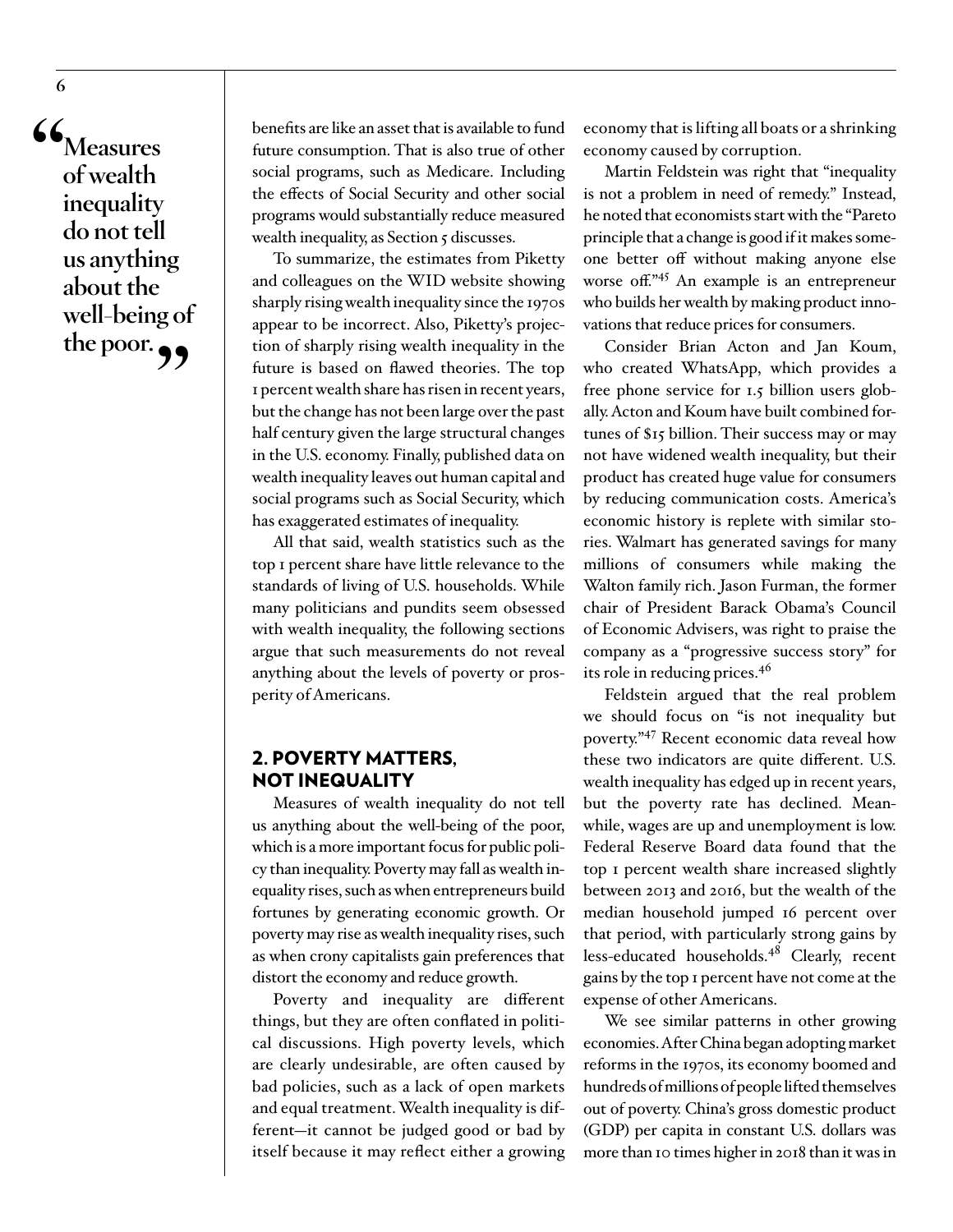> "Measures of wealth inequality do not tell us anything about the well-being of the poor."

benefits are like an asset that is available to fund future consumption. That is also true of other social programs, such as Medicare. Including the effects of Social Security and other social programs would substantially reduce measured wealth inequality, as Section 5 discusses.

To summarize, the estimates from Piketty and colleagues on the WID website showing sharply rising wealth inequality since the 1970s appear to be incorrect. Also, Piketty's projection of sharply rising wealth inequality in the future is based on flawed theories. The top 1 percent wealth share has risen in recent years, but the change has not been large over the past half century given the large structural changes in the U.S. economy. Finally, published data on wealth inequality leaves out human capital and social programs such as Social Security, which has exaggerated estimates of inequality.

All that said, wealth statistics such as the top 1 percent share have little relevance to the standards of living of U.S. households. While many politicians and pundits seem obsessed with wealth inequality, the following sections argue that such measurements do not reveal anything about the levels of poverty or prosperity of Americans.

## 2. POVERTY MATTERS, NOT INEQUALITY

Measures of wealth inequality do not tell us anything about the well-being of the poor, which is a more important focus for public policy than inequality. Poverty may fall as wealth inequality rises, such as when entrepreneurs build fortunes by generating economic growth. Or poverty may rise as wealth inequality rises, such as when crony capitalists gain preferences that distort the economy and reduce growth.

Poverty and inequality are different things, but they are often conflated in political discussions. High poverty levels, which are clearly undesirable, are often caused by bad policies, such as a lack of open markets and equal treatment. Wealth inequality is different—it cannot be judged good or bad by itself because it may reflect either a growing economy that is lifting all boats or a shrinking economy caused by corruption.

Martin Feldstein was right that "inequality is not a problem in need of remedy." Instead, he noted that economists start with the "Pareto principle that a change is good if it makes someone better off without making anyone else worse off."[45] An example is an entrepreneur who builds her wealth by making product innovations that reduce prices for consumers.

Consider Brian Acton and Jan Koum, who created WhatsApp, which provides a free phone service for 1.5 billion users globally. Acton and Koum have built combined fortunes of $15 billion. Their success may or may not have widened wealth inequality, but their product has created huge value for consumers by reducing communication costs. America's economic history is replete with similar stories. Walmart has generated savings for many millions of consumers while making the Walton family rich. Jason Furman, the former chair of President Barack Obama's Council of Economic Advisers, was right to praise the company as a "progressive success story" for its role in reducing prices.[46]

Feldstein argued that the real problem we should focus on "is not inequality but poverty."[47] Recent economic data reveal how these two indicators are quite different. U.S. wealth inequality has edged up in recent years, but the poverty rate has declined. Meanwhile, wages are up and unemployment is low. Federal Reserve Board data found that the top 1 percent wealth share increased slightly between 2013 and 2016, but the wealth of the median household jumped 16 percent over that period, with particularly strong gains by less-educated households.[48] Clearly, recent gains by the top 1 percent have not come at the expense of other Americans.

We see similar patterns in other growing economies. After China began adopting market reforms in the 1970s, its economy boomed and hundreds of millions of people lifted themselves out of poverty. China's gross domestic product (GDP) per capita in constant U.S. dollars was more than 10 times higher in 2018 than it was in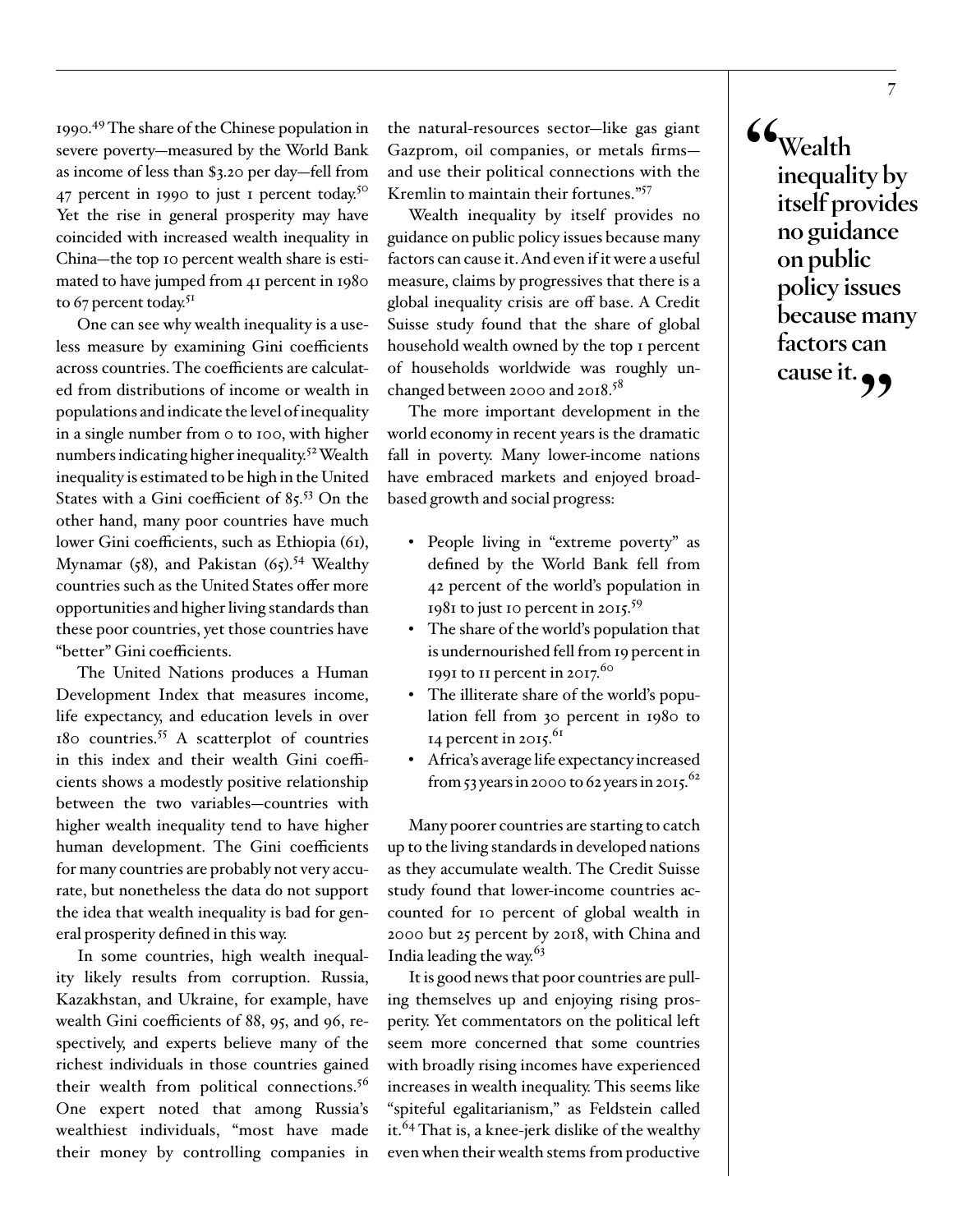1990.[49] The share of the Chinese population in severe poverty—measured by the World Bank as income of less than $3.20 per day—fell from 47 percent in 1990 to just 1 percent today.[50] Yet the rise in general prosperity may have coincided with increased wealth inequality in China—the top 10 percent wealth share is estimated to have jumped from 41 percent in 1980 to 67 percent today.[51]

One can see why wealth inequality is a useless measure by examining Gini coefficients across countries. The coefficients are calculated from distributions of income or wealth in populations and indicate the level of inequality in a single number from 0 to 100, with higher numbers indicating higher inequality.[52] Wealth inequality is estimated to be high in the United States with a Gini coefficient of 85.[53] On the other hand, many poor countries have much lower Gini coefficients, such as Ethiopia (61), Mynamar (58), and Pakistan (65).[54] Wealthy countries such as the United States offer more opportunities and higher living standards than these poor countries, yet those countries have "better" Gini coefficients.

The United Nations produces a Human Development Index that measures income, life expectancy, and education levels in over 180 countries.[55] A scatterplot of countries in this index and their wealth Gini coefficients shows a modestly positive relationship between the two variables—countries with higher wealth inequality tend to have higher human development. The Gini coefficients for many countries are probably not very accurate, but nonetheless the data do not support the idea that wealth inequality is bad for general prosperity defined in this way.

In some countries, high wealth inequality likely results from corruption. Russia, Kazakhstan, and Ukraine, for example, have wealth Gini coefficients of 88, 95, and 96, respectively, and experts believe many of the richest individuals in those countries gained their wealth from political connections.[56] One expert noted that among Russia's wealthiest individuals, "most have made their money by controlling companies in the natural-resources sector—like gas giant Gazprom, oil companies, or metals firms—and use their political connections with the Kremlin to maintain their fortunes."[57]

Wealth inequality by itself provides no guidance on public policy issues because many factors can cause it. And even if it were a useful measure, claims by progressives that there is a global inequality crisis are off base. A Credit Suisse study found that the share of global household wealth owned by the top 1 percent of households worldwide was roughly unchanged between 2000 and 2018.[58]

The more important development in the world economy in recent years is the dramatic fall in poverty. Many lower-income nations have embraced markets and enjoyed broad-based growth and social progress:

- People living in "extreme poverty" as defined by the World Bank fell from 42 percent of the world's population in 1981 to just 10 percent in 2015.[59]
- The share of the world's population that is undernourished fell from 19 percent in 1991 to 11 percent in 2017.[60]
- The illiterate share of the world's population fell from 30 percent in 1980 to 14 percent in 2015.[61]
- Africa's average life expectancy increased from 53 years in 2000 to 62 years in 2015.[62]

Many poorer countries are starting to catch up to the living standards in developed nations as they accumulate wealth. The Credit Suisse study found that lower-income countries accounted for 10 percent of global wealth in 2000 but 25 percent by 2018, with China and India leading the way.[63]

It is good news that poor countries are pulling themselves up and enjoying rising prosperity. Yet commentators on the political left seem more concerned that some countries with broadly rising incomes have experienced increases in wealth inequality. This seems like "spiteful egalitarianism," as Feldstein called it.[64] That is, a knee-jerk dislike of the wealthy even when their wealth stems from productive

> **"Wealth inequality by itself provides no guidance on public policy issues because many factors can cause it."**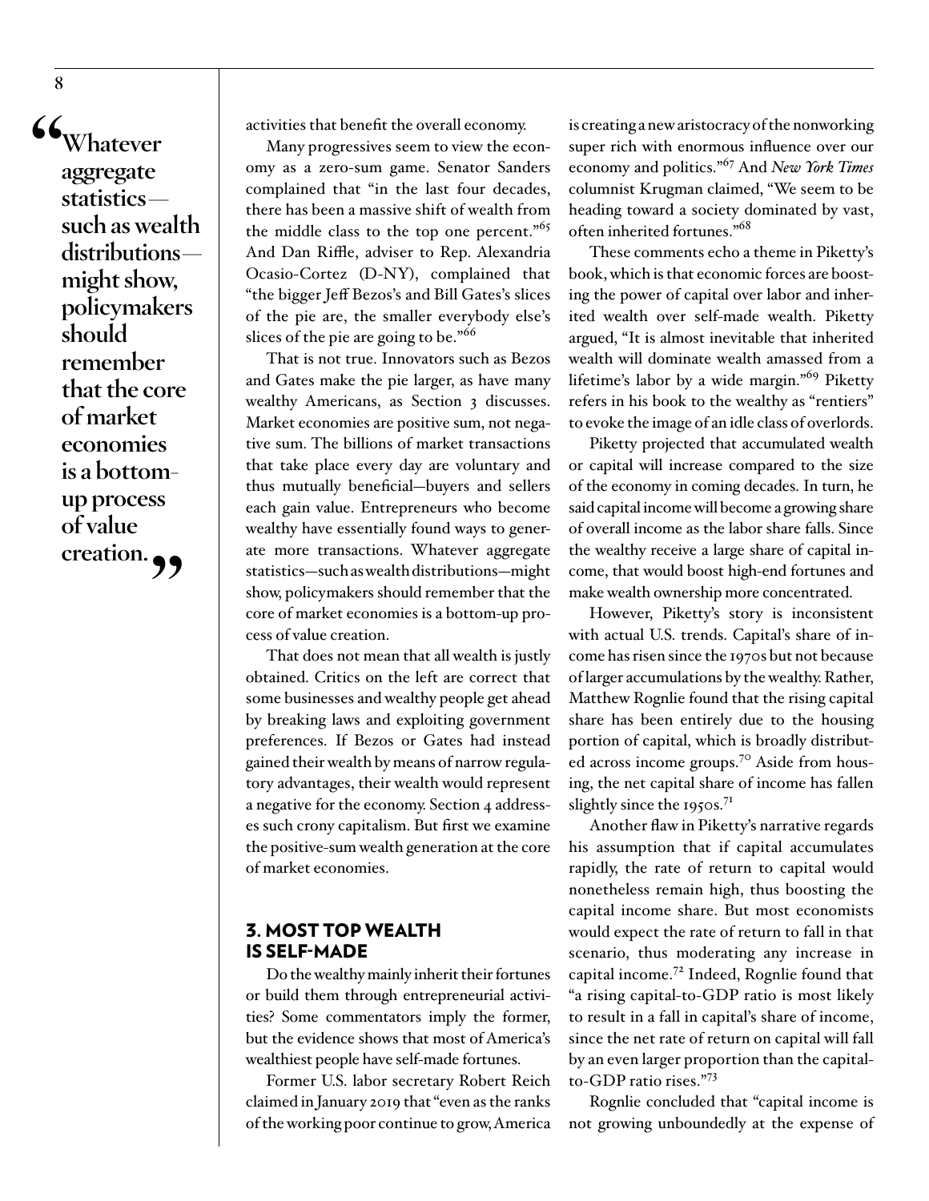> "Whatever aggregate statistics—such as wealth distributions—might show, policymakers should remember that the core of market economies is a bottom-up process of value creation."

activities that benefit the overall economy.

Many progressives seem to view the economy as a zero-sum game. Senator Sanders complained that "in the last four decades, there has been a massive shift of wealth from the middle class to the top one percent."[65] And Dan Riffle, adviser to Rep. Alexandria Ocasio-Cortez (D-NY), complained that "the bigger Jeff Bezos's and Bill Gates's slices of the pie are, the smaller everybody else's slices of the pie are going to be."[66]

That is not true. Innovators such as Bezos and Gates make the pie larger, as have many wealthy Americans, as Section 3 discusses. Market economies are positive sum, not negative sum. The billions of market transactions that take place every day are voluntary and thus mutually beneficial—buyers and sellers each gain value. Entrepreneurs who become wealthy have essentially found ways to generate more transactions. Whatever aggregate statistics—such as wealth distributions—might show, policymakers should remember that the core of market economies is a bottom-up process of value creation.

That does not mean that all wealth is justly obtained. Critics on the left are correct that some businesses and wealthy people get ahead by breaking laws and exploiting government preferences. If Bezos or Gates had instead gained their wealth by means of narrow regulatory advantages, their wealth would represent a negative for the economy. Section 4 addresses such crony capitalism. But first we examine the positive-sum wealth generation at the core of market economies.

## 3. MOST TOP WEALTH IS SELF-MADE

Do the wealthy mainly inherit their fortunes or build them through entrepreneurial activities? Some commentators imply the former, but the evidence shows that most of America's wealthiest people have self-made fortunes.

Former U.S. labor secretary Robert Reich claimed in January 2019 that "even as the ranks of the working poor continue to grow, America is creating a new aristocracy of the nonworking super rich with enormous influence over our economy and politics."[67] And *New York Times* columnist Krugman claimed, "We seem to be heading toward a society dominated by vast, often inherited fortunes."[68]

These comments echo a theme in Piketty's book, which is that economic forces are boosting the power of capital over labor and inherited wealth over self-made wealth. Piketty argued, "It is almost inevitable that inherited wealth will dominate wealth amassed from a lifetime's labor by a wide margin."[69] Piketty refers in his book to the wealthy as "rentiers" to evoke the image of an idle class of overlords.

Piketty projected that accumulated wealth or capital will increase compared to the size of the economy in coming decades. In turn, he said capital income will become a growing share of overall income as the labor share falls. Since the wealthy receive a large share of capital income, that would boost high-end fortunes and make wealth ownership more concentrated.

However, Piketty's story is inconsistent with actual U.S. trends. Capital's share of income has risen since the 1970s but not because of larger accumulations by the wealthy. Rather, Matthew Rognlie found that the rising capital share has been entirely due to the housing portion of capital, which is broadly distributed across income groups.[70] Aside from housing, the net capital share of income has fallen slightly since the 1950s.[71]

Another flaw in Piketty's narrative regards his assumption that if capital accumulates rapidly, the rate of return to capital would nonetheless remain high, thus boosting the capital income share. But most economists would expect the rate of return to fall in that scenario, thus moderating any increase in capital income.[72] Indeed, Rognlie found that "a rising capital-to-GDP ratio is most likely to result in a fall in capital's share of income, since the net rate of return on capital will fall by an even larger proportion than the capital-to-GDP ratio rises."[73]

Rognlie concluded that "capital income is not growing unboundedly at the expense of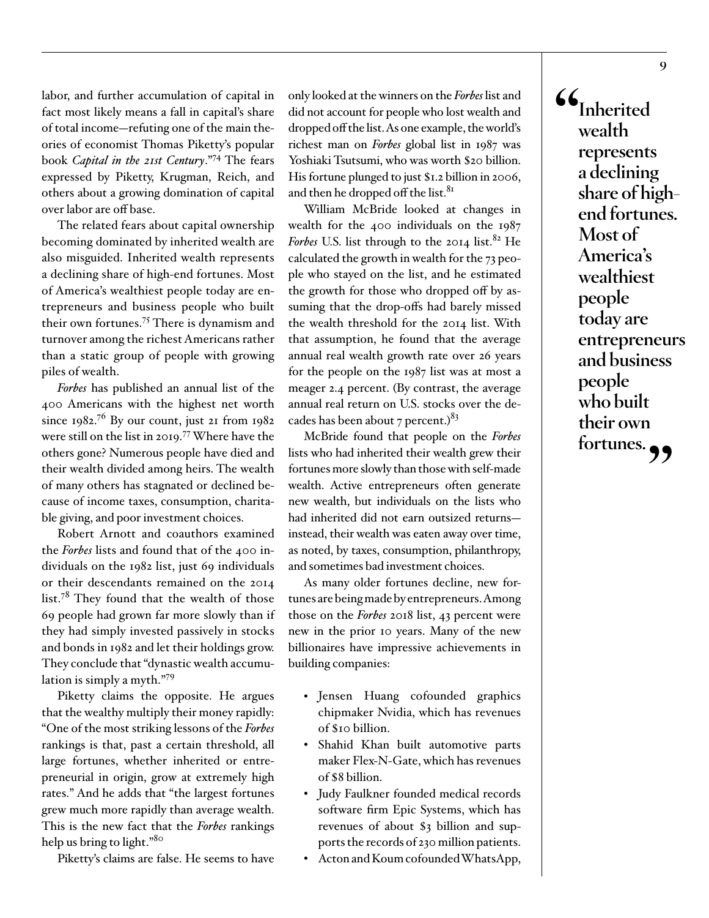labor, and further accumulation of capital in fact most likely means a fall in capital's share of total income—refuting one of the main theories of economist Thomas Piketty's popular book *Capital in the 21st Century*."[74] The fears expressed by Piketty, Krugman, Reich, and others about a growing domination of capital over labor are off base.

The related fears about capital ownership becoming dominated by inherited wealth are also misguided. Inherited wealth represents a declining share of high-end fortunes. Most of America's wealthiest people today are entrepreneurs and business people who built their own fortunes.[75] There is dynamism and turnover among the richest Americans rather than a static group of people with growing piles of wealth.

*Forbes* has published an annual list of the 400 Americans with the highest net worth since 1982.[76] By our count, just 21 from 1982 were still on the list in 2019.[77] Where have the others gone? Numerous people have died and their wealth divided among heirs. The wealth of many others has stagnated or declined because of income taxes, consumption, charitable giving, and poor investment choices.

Robert Arnott and coauthors examined the *Forbes* lists and found that of the 400 individuals on the 1982 list, just 69 individuals or their descendants remained on the 2014 list.[78] They found that the wealth of those 69 people had grown far more slowly than if they had simply invested passively in stocks and bonds in 1982 and let their holdings grow. They conclude that "dynastic wealth accumulation is simply a myth."[79]

Piketty claims the opposite. He argues that the wealthy multiply their money rapidly: "One of the most striking lessons of the *Forbes* rankings is that, past a certain threshold, all large fortunes, whether inherited or entrepreneurial in origin, grow at extremely high rates." And he adds that "the largest fortunes grew much more rapidly than average wealth. This is the new fact that the *Forbes* rankings help us bring to light."[80]

Piketty's claims are false. He seems to have only looked at the winners on the *Forbes* list and did not account for people who lost wealth and dropped off the list. As one example, the world's richest man on *Forbes* global list in 1987 was Yoshiaki Tsutsumi, who was worth $20 billion. His fortune plunged to just $1.2 billion in 2006, and then he dropped off the list.[81]

William McBride looked at changes in wealth for the 400 individuals on the 1987 *Forbes* U.S. list through to the 2014 list.[82] He calculated the growth in wealth for the 73 people who stayed on the list, and he estimated the growth for those who dropped off by assuming that the drop-offs had barely missed the wealth threshold for the 2014 list. With that assumption, he found that the average annual real wealth growth rate over 26 years for the people on the 1987 list was at most a meager 2.4 percent. (By contrast, the average annual real return on U.S. stocks over the decades has been about 7 percent.)[83]

McBride found that people on the *Forbes* lists who had inherited their wealth grew their fortunes more slowly than those with self-made wealth. Active entrepreneurs often generate new wealth, but individuals on the lists who had inherited did not earn outsized returns—instead, their wealth was eaten away over time, as noted, by taxes, consumption, philanthropy, and sometimes bad investment choices.

As many older fortunes decline, new fortunes are being made by entrepreneurs. Among those on the *Forbes* 2018 list, 43 percent were new in the prior 10 years. Many of the new billionaires have impressive achievements in building companies:

- Jensen Huang cofounded graphics chipmaker Nvidia, which has revenues of $10 billion.
- Shahid Khan built automotive parts maker Flex-N-Gate, which has revenues of $8 billion.
- Judy Faulkner founded medical records software firm Epic Systems, which has revenues of about $3 billion and supports the records of 230 million patients.
- Acton and Koum cofounded WhatsApp,

> **"Inherited wealth represents a declining share of high-end fortunes. Most of America's wealthiest people today are entrepreneurs and business people who built their own fortunes."**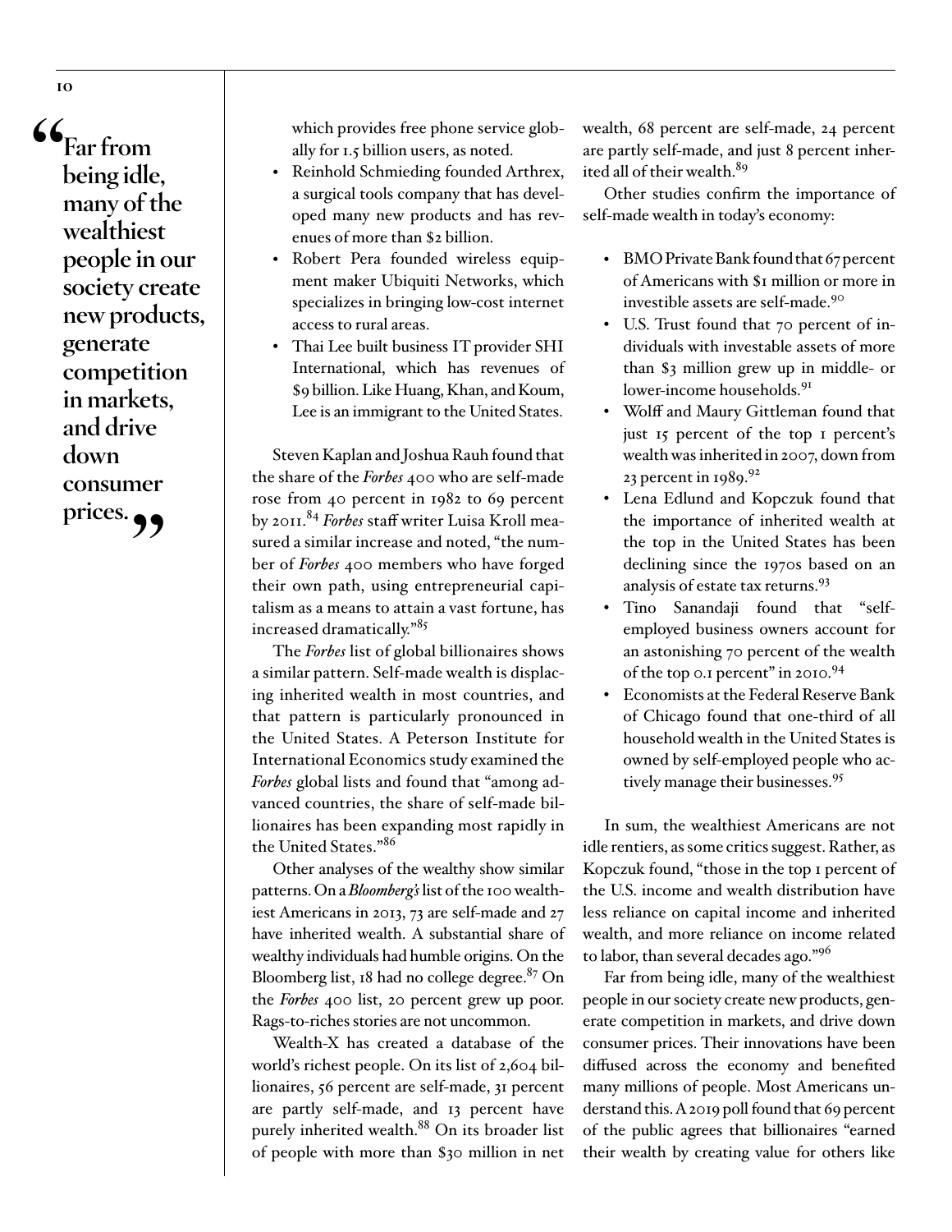> **"Far from being idle, many of the wealthiest people in our society create new products, generate competition in markets, and drive down consumer prices."**

which provides free phone service globally for 1.5 billion users, as noted.

- Reinhold Schmieding founded Arthrex, a surgical tools company that has developed many new products and has revenues of more than $2 billion.
- Robert Pera founded wireless equipment maker Ubiquiti Networks, which specializes in bringing low-cost internet access to rural areas.
- Thai Lee built business IT provider SHI International, which has revenues of $9 billion. Like Huang, Khan, and Koum, Lee is an immigrant to the United States.

Steven Kaplan and Joshua Rauh found that the share of the *Forbes* 400 who are self-made rose from 40 percent in 1982 to 69 percent by 2011.[84] *Forbes* staff writer Luisa Kroll measured a similar increase and noted, "the number of *Forbes* 400 members who have forged their own path, using entrepreneurial capitalism as a means to attain a vast fortune, has increased dramatically."[85]

The *Forbes* list of global billionaires shows a similar pattern. Self-made wealth is displacing inherited wealth in most countries, and that pattern is particularly pronounced in the United States. A Peterson Institute for International Economics study examined the *Forbes* global lists and found that "among advanced countries, the share of self-made billionaires has been expanding most rapidly in the United States."[86]

Other analyses of the wealthy show similar patterns. On a *Bloomberg's* list of the 100 wealthiest Americans in 2013, 73 are self-made and 27 have inherited wealth. A substantial share of wealthy individuals had humble origins. On the Bloomberg list, 18 had no college degree.[87] On the *Forbes* 400 list, 20 percent grew up poor. Rags-to-riches stories are not uncommon.

Wealth-X has created a database of the world's richest people. On its list of 2,604 billionaires, 56 percent are self-made, 31 percent are partly self-made, and 13 percent have purely inherited wealth.[88] On its broader list of people with more than $30 million in net wealth, 68 percent are self-made, 24 percent are partly self-made, and just 8 percent inherited all of their wealth.[89]

Other studies confirm the importance of self-made wealth in today's economy:

- BMO Private Bank found that 67 percent of Americans with $1 million or more in investible assets are self-made.[90]
- U.S. Trust found that 70 percent of individuals with investable assets of more than $3 million grew up in middle- or lower-income households.[91]
- Wolff and Maury Gittleman found that just 15 percent of the top 1 percent's wealth was inherited in 2007, down from 23 percent in 1989.[92]
- Lena Edlund and Kopczuk found that the importance of inherited wealth at the top in the United States has been declining since the 1970s based on an analysis of estate tax returns.[93]
- Tino Sanandaji found that "self-employed business owners account for an astonishing 70 percent of the wealth of the top 0.1 percent" in 2010.[94]
- Economists at the Federal Reserve Bank of Chicago found that one-third of all household wealth in the United States is owned by self-employed people who actively manage their businesses.[95]

In sum, the wealthiest Americans are not idle rentiers, as some critics suggest. Rather, as Kopczuk found, "those in the top 1 percent of the U.S. income and wealth distribution have less reliance on capital income and inherited wealth, and more reliance on income related to labor, than several decades ago."[96]

Far from being idle, many of the wealthiest people in our society create new products, generate competition in markets, and drive down consumer prices. Their innovations have been diffused across the economy and benefited many millions of people. Most Americans understand this. A 2019 poll found that 69 percent of the public agrees that billionaires "earned their wealth by creating value for others like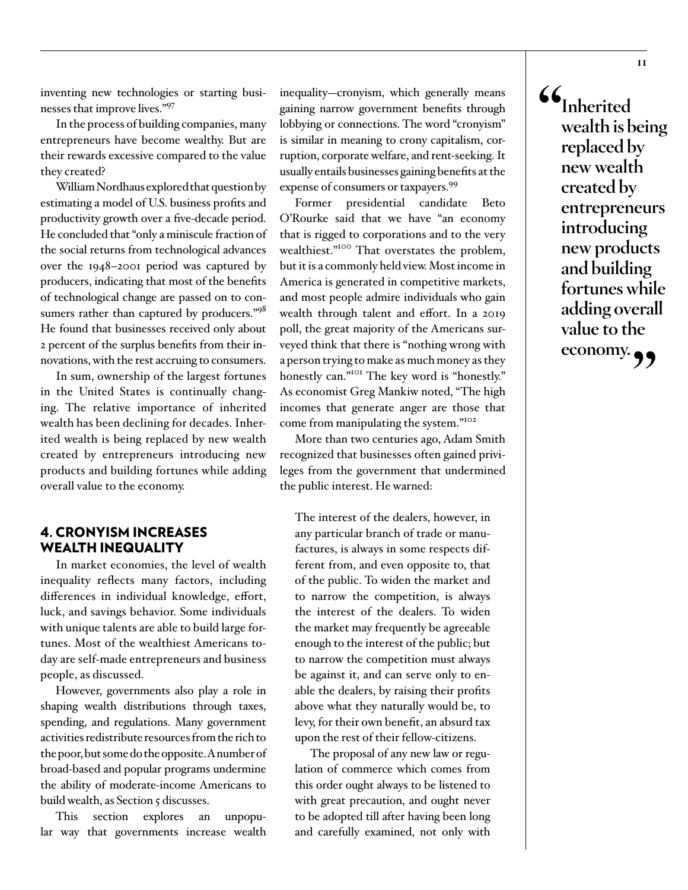inventing new technologies or starting businesses that improve lives."[97]

In the process of building companies, many entrepreneurs have become wealthy. But are their rewards excessive compared to the value they created?

William Nordhaus explored that question by estimating a model of U.S. business profits and productivity growth over a five-decade period. He concluded that "only a miniscule fraction of the social returns from technological advances over the 1948–2001 period was captured by producers, indicating that most of the benefits of technological change are passed on to consumers rather than captured by producers."[98] He found that businesses received only about 2 percent of the surplus benefits from their innovations, with the rest accruing to consumers.

In sum, ownership of the largest fortunes in the United States is continually changing. The relative importance of inherited wealth has been declining for decades. Inherited wealth is being replaced by new wealth created by entrepreneurs introducing new products and building fortunes while adding overall value to the economy.

## 4. CRONYISM INCREASES WEALTH INEQUALITY

In market economies, the level of wealth inequality reflects many factors, including differences in individual knowledge, effort, luck, and savings behavior. Some individuals with unique talents are able to build large fortunes. Most of the wealthiest Americans today are self-made entrepreneurs and business people, as discussed.

However, governments also play a role in shaping wealth distributions through taxes, spending, and regulations. Many government activities redistribute resources from the rich to the poor, but some do the opposite. A number of broad-based and popular programs undermine the ability of moderate-income Americans to build wealth, as Section 5 discusses.

This section explores an unpopular way that governments increase wealth inequality—cronyism, which generally means gaining narrow government benefits through lobbying or connections. The word "cronyism" is similar in meaning to crony capitalism, corruption, corporate welfare, and rent-seeking. It usually entails businesses gaining benefits at the expense of consumers or taxpayers.[99]

Former presidential candidate Beto O'Rourke said that we have "an economy that is rigged to corporations and to the very wealthiest."[100] That overstates the problem, but it is a commonly held view. Most income in America is generated in competitive markets, and most people admire individuals who gain wealth through talent and effort. In a 2019 poll, the great majority of the Americans surveyed think that there is "nothing wrong with a person trying to make as much money as they honestly can."[101] The key word is "honestly." As economist Greg Mankiw noted, "The high incomes that generate anger are those that come from manipulating the system."[102]

More than two centuries ago, Adam Smith recognized that businesses often gained privileges from the government that undermined the public interest. He warned:

> The interest of the dealers, however, in any particular branch of trade or manufactures, is always in some respects different from, and even opposite to, that of the public. To widen the market and to narrow the competition, is always the interest of the dealers. To widen the market may frequently be agreeable enough to the interest of the public; but to narrow the competition must always be against it, and can serve only to enable the dealers, by raising their profits above what they naturally would be, to levy, for their own benefit, an absurd tax upon the rest of their fellow-citizens.
>
> The proposal of any new law or regulation of commerce which comes from this order ought always to be listened to with great precaution, and ought never to be adopted till after having been long and carefully examined, not only with

> **"Inherited wealth is being replaced by new wealth created by entrepreneurs introducing new products and building fortunes while adding overall value to the economy."**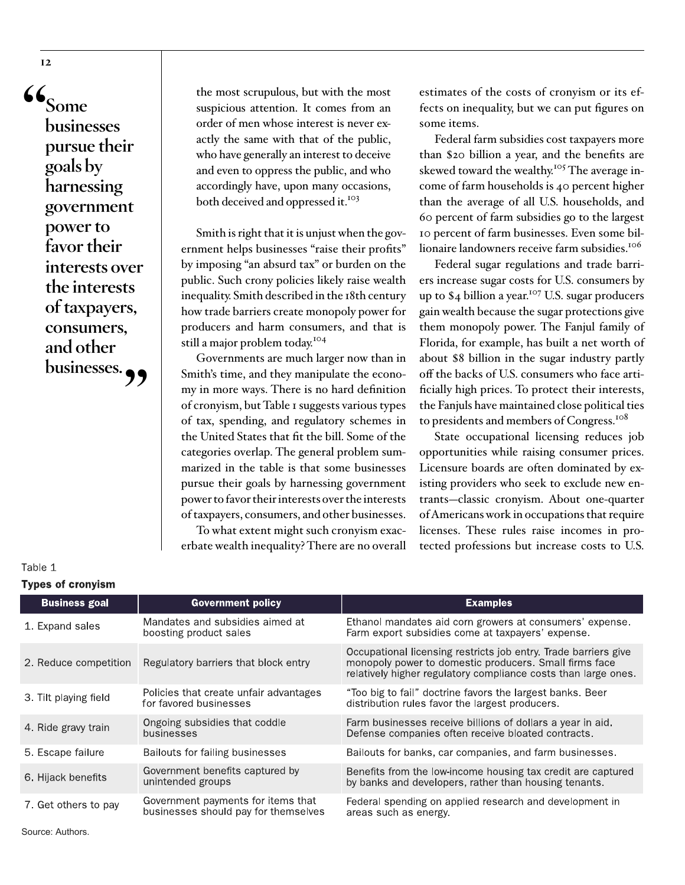> "Some businesses pursue their goals by harnessing government power to favor their interests over the interests of taxpayers, consumers, and other businesses."

the most scrupulous, but with the most suspicious attention. It comes from an order of men whose interest is never exactly the same with that of the public, who have generally an interest to deceive and even to oppress the public, and who accordingly have, upon many occasions, both deceived and oppressed it.[103]

Smith is right that it is unjust when the government helps businesses "raise their profits" by imposing "an absurd tax" or burden on the public. Such crony policies likely raise wealth inequality. Smith described in the 18th century how trade barriers create monopoly power for producers and harm consumers, and that is still a major problem today.[104]

Governments are much larger now than in Smith's time, and they manipulate the economy in more ways. There is no hard definition of cronyism, but Table 1 suggests various types of tax, spending, and regulatory schemes in the United States that fit the bill. Some of the categories overlap. The general problem summarized in the table is that some businesses pursue their goals by harnessing government power to favor their interests over the interests of taxpayers, consumers, and other businesses.

To what extent might such cronyism exacerbate wealth inequality? There are no overall estimates of the costs of cronyism or its effects on inequality, but we can put figures on some items.

Federal farm subsidies cost taxpayers more than $20 billion a year, and the benefits are skewed toward the wealthy.[105] The average income of farm households is 40 percent higher than the average of all U.S. households, and 60 percent of farm subsidies go to the largest 10 percent of farm businesses. Even some billionaire landowners receive farm subsidies.[106]

Federal sugar regulations and trade barriers increase sugar costs for U.S. consumers by up to $4 billion a year.[107] U.S. sugar producers gain wealth because the sugar protections give them monopoly power. The Fanjul family of Florida, for example, has built a net worth of about $8 billion in the sugar industry partly off the backs of U.S. consumers who face artificially high prices. To protect their interests, the Fanjuls have maintained close political ties to presidents and members of Congress.[108]

State occupational licensing reduces job opportunities while raising consumer prices. Licensure boards are often dominated by existing providers who seek to exclude new entrants—classic cronyism. About one-quarter of Americans work in occupations that require licenses. These rules raise incomes in protected professions but increase costs to U.S.

Table 1

**Types of cronyism**

| Business goal | Government policy | Examples |
|---|---|---|
| 1. Expand sales | Mandates and subsidies aimed at boosting product sales | Ethanol mandates aid corn growers at consumers' expense. Farm export subsidies come at taxpayers' expense. |
| 2. Reduce competition | Regulatory barriers that block entry | Occupational licensing restricts job entry. Trade barriers give monopoly power to domestic producers. Small firms face relatively higher regulatory compliance costs than large ones. |
| 3. Tilt playing field | Policies that create unfair advantages for favored businesses | "Too big to fail" doctrine favors the largest banks. Beer distribution rules favor the largest producers. |
| 4. Ride gravy train | Ongoing subsidies that coddle businesses | Farm businesses receive billions of dollars a year in aid. Defense companies often receive bloated contracts. |
| 5. Escape failure | Bailouts for failing businesses | Bailouts for banks, car companies, and farm businesses. |
| 6. Hijack benefits | Government benefits captured by unintended groups | Benefits from the low-income housing tax credit are captured by banks and developers, rather than housing tenants. |
| 7. Get others to pay | Government payments for items that businesses should pay for themselves | Federal spending on applied research and development in areas such as energy. |

Source: Authors.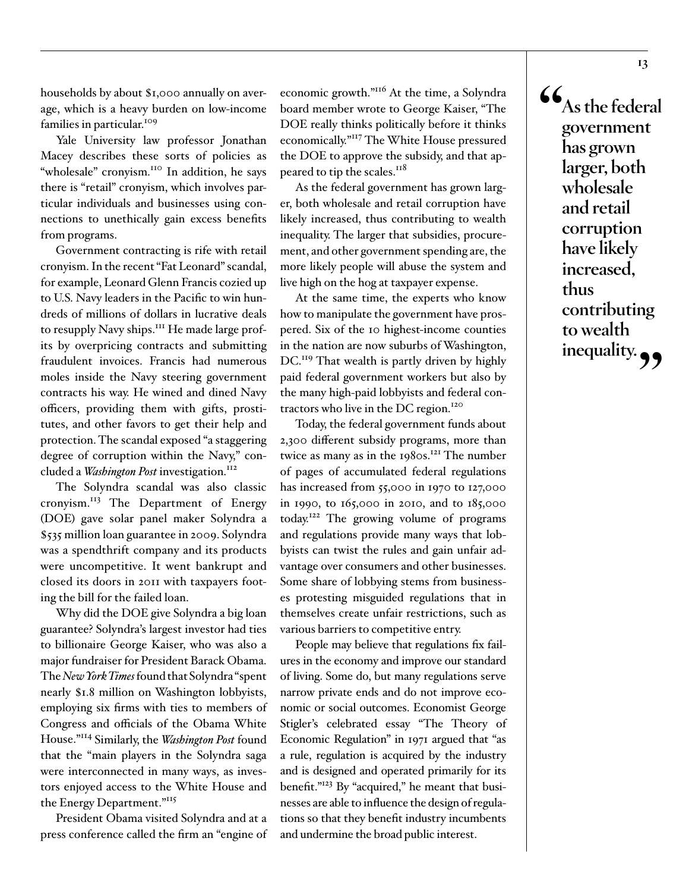households by about $1,000 annually on average, which is a heavy burden on low-income families in particular.[109]

Yale University law professor Jonathan Macey describes these sorts of policies as "wholesale" cronyism.[110] In addition, he says there is "retail" cronyism, which involves particular individuals and businesses using connections to unethically gain excess benefits from programs.

Government contracting is rife with retail cronyism. In the recent "Fat Leonard" scandal, for example, Leonard Glenn Francis cozied up to U.S. Navy leaders in the Pacific to win hundreds of millions of dollars in lucrative deals to resupply Navy ships.[111] He made large profits by overpricing contracts and submitting fraudulent invoices. Francis had numerous moles inside the Navy steering government contracts his way. He wined and dined Navy officers, providing them with gifts, prostitutes, and other favors to get their help and protection. The scandal exposed "a staggering degree of corruption within the Navy," concluded a *Washington Post* investigation.[112]

The Solyndra scandal was also classic cronyism.[113] The Department of Energy (DOE) gave solar panel maker Solyndra a $535 million loan guarantee in 2009. Solyndra was a spendthrift company and its products were uncompetitive. It went bankrupt and closed its doors in 2011 with taxpayers footing the bill for the failed loan.

Why did the DOE give Solyndra a big loan guarantee? Solyndra's largest investor had ties to billionaire George Kaiser, who was also a major fundraiser for President Barack Obama. The *New York Times* found that Solyndra "spent nearly $1.8 million on Washington lobbyists, employing six firms with ties to members of Congress and officials of the Obama White House."[114] Similarly, the *Washington Post* found that the "main players in the Solyndra saga were interconnected in many ways, as investors enjoyed access to the White House and the Energy Department."[115]

President Obama visited Solyndra and at a press conference called the firm an "engine of economic growth."[116] At the time, a Solyndra board member wrote to George Kaiser, "The DOE really thinks politically before it thinks economically."[117] The White House pressured the DOE to approve the subsidy, and that appeared to tip the scales.[118]

As the federal government has grown larger, both wholesale and retail corruption have likely increased, thus contributing to wealth inequality. The larger that subsidies, procurement, and other government spending are, the more likely people will abuse the system and live high on the hog at taxpayer expense.

At the same time, the experts who know how to manipulate the government have prospered. Six of the 10 highest-income counties in the nation are now suburbs of Washington, DC.[119] That wealth is partly driven by highly paid federal government workers but also by the many high-paid lobbyists and federal contractors who live in the DC region.[120]

Today, the federal government funds about 2,300 different subsidy programs, more than twice as many as in the 1980s.[121] The number of pages of accumulated federal regulations has increased from 55,000 in 1970 to 127,000 in 1990, to 165,000 in 2010, and to 185,000 today.[122] The growing volume of programs and regulations provide many ways that lobbyists can twist the rules and gain unfair advantage over consumers and other businesses. Some share of lobbying stems from businesses protesting misguided regulations that in themselves create unfair restrictions, such as various barriers to competitive entry.

People may believe that regulations fix failures in the economy and improve our standard of living. Some do, but many regulations serve narrow private ends and do not improve economic or social outcomes. Economist George Stigler's celebrated essay "The Theory of Economic Regulation" in 1971 argued that "as a rule, regulation is acquired by the industry and is designed and operated primarily for its benefit."[123] By "acquired," he meant that businesses are able to influence the design of regulations so that they benefit industry incumbents and undermine the broad public interest.

> **"As the federal government has grown larger, both wholesale and retail corruption have likely increased, thus contributing to wealth inequality."**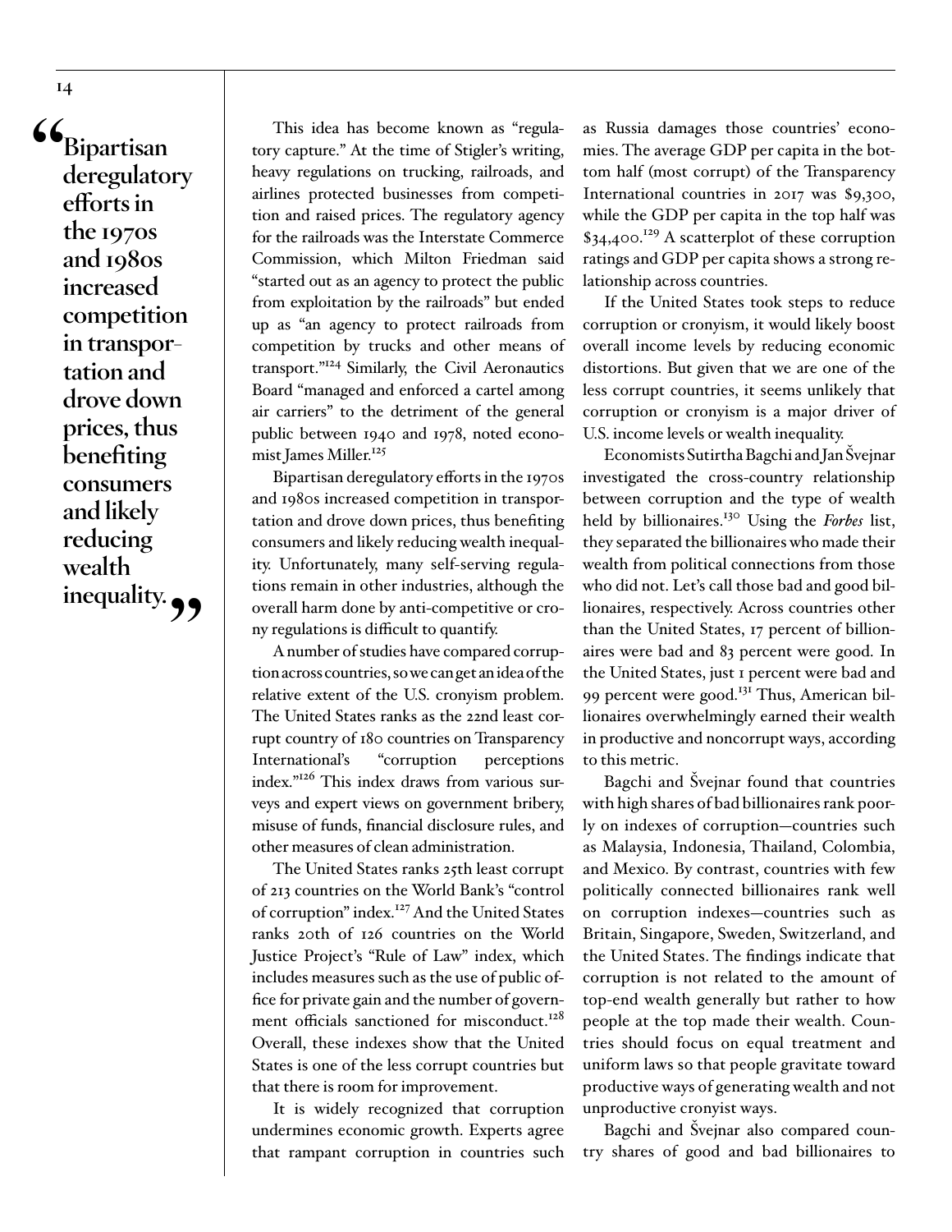> "Bipartisan deregulatory efforts in the 1970s and 1980s increased competition in transportation and drove down prices, thus benefiting consumers and likely reducing wealth inequality."

This idea has become known as "regulatory capture." At the time of Stigler's writing, heavy regulations on trucking, railroads, and airlines protected businesses from competition and raised prices. The regulatory agency for the railroads was the Interstate Commerce Commission, which Milton Friedman said "started out as an agency to protect the public from exploitation by the railroads" but ended up as "an agency to protect railroads from competition by trucks and other means of transport."[124] Similarly, the Civil Aeronautics Board "managed and enforced a cartel among air carriers" to the detriment of the general public between 1940 and 1978, noted economist James Miller.[125]

Bipartisan deregulatory efforts in the 1970s and 1980s increased competition in transportation and drove down prices, thus benefiting consumers and likely reducing wealth inequality. Unfortunately, many self-serving regulations remain in other industries, although the overall harm done by anti-competitive or crony regulations is difficult to quantify.

A number of studies have compared corruption across countries, so we can get an idea of the relative extent of the U.S. cronyism problem. The United States ranks as the 22nd least corrupt country of 180 countries on Transparency International's "corruption perceptions index."[126] This index draws from various surveys and expert views on government bribery, misuse of funds, financial disclosure rules, and other measures of clean administration.

The United States ranks 25th least corrupt of 213 countries on the World Bank's "control of corruption" index.[127] And the United States ranks 20th of 126 countries on the World Justice Project's "Rule of Law" index, which includes measures such as the use of public office for private gain and the number of government officials sanctioned for misconduct.[128] Overall, these indexes show that the United States is one of the less corrupt countries but that there is room for improvement.

It is widely recognized that corruption undermines economic growth. Experts agree that rampant corruption in countries such as Russia damages those countries' economies. The average GDP per capita in the bottom half (most corrupt) of the Transparency International countries in 2017 was $9,300, while the GDP per capita in the top half was $34,400.[129] A scatterplot of these corruption ratings and GDP per capita shows a strong relationship across countries.

If the United States took steps to reduce corruption or cronyism, it would likely boost overall income levels by reducing economic distortions. But given that we are one of the less corrupt countries, it seems unlikely that corruption or cronyism is a major driver of U.S. income levels or wealth inequality.

Economists Sutirtha Bagchi and Jan Švejnar investigated the cross-country relationship between corruption and the type of wealth held by billionaires.[130] Using the *Forbes* list, they separated the billionaires who made their wealth from political connections from those who did not. Let's call those bad and good billionaires, respectively. Across countries other than the United States, 17 percent of billionaires were bad and 83 percent were good. In the United States, just 1 percent were bad and 99 percent were good.[131] Thus, American billionaires overwhelmingly earned their wealth in productive and noncorrupt ways, according to this metric.

Bagchi and Švejnar found that countries with high shares of bad billionaires rank poorly on indexes of corruption—countries such as Malaysia, Indonesia, Thailand, Colombia, and Mexico. By contrast, countries with few politically connected billionaires rank well on corruption indexes—countries such as Britain, Singapore, Sweden, Switzerland, and the United States. The findings indicate that corruption is not related to the amount of top-end wealth generally but rather to how people at the top made their wealth. Countries should focus on equal treatment and uniform laws so that people gravitate toward productive ways of generating wealth and not unproductive cronyist ways.

Bagchi and Švejnar also compared country shares of good and bad billionaires to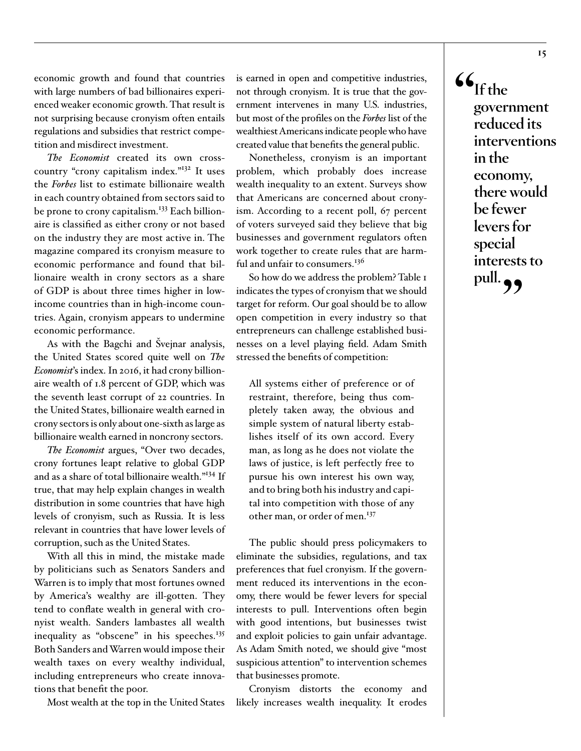economic growth and found that countries with large numbers of bad billionaires experienced weaker economic growth. That result is not surprising because cronyism often entails regulations and subsidies that restrict competition and misdirect investment.

*The Economist* created its own cross-country "crony capitalism index."[132] It uses the *Forbes* list to estimate billionaire wealth in each country obtained from sectors said to be prone to crony capitalism.[133] Each billionaire is classified as either crony or not based on the industry they are most active in. The magazine compared its cronyism measure to economic performance and found that billionaire wealth in crony sectors as a share of GDP is about three times higher in low-income countries than in high-income countries. Again, cronyism appears to undermine economic performance.

As with the Bagchi and Švejnar analysis, the United States scored quite well on *The Economist*'s index. In 2016, it had crony billionaire wealth of 1.8 percent of GDP, which was the seventh least corrupt of 22 countries. In the United States, billionaire wealth earned in crony sectors is only about one-sixth as large as billionaire wealth earned in noncrony sectors.

*The Economist* argues, "Over two decades, crony fortunes leapt relative to global GDP and as a share of total billionaire wealth."[134] If true, that may help explain changes in wealth distribution in some countries that have high levels of cronyism, such as Russia. It is less relevant in countries that have lower levels of corruption, such as the United States.

With all this in mind, the mistake made by politicians such as Senators Sanders and Warren is to imply that most fortunes owned by America's wealthy are ill-gotten. They tend to conflate wealth in general with cronyist wealth. Sanders lambastes all wealth inequality as "obscene" in his speeches.[135] Both Sanders and Warren would impose their wealth taxes on every wealthy individual, including entrepreneurs who create innovations that benefit the poor.

Most wealth at the top in the United States is earned in open and competitive industries, not through cronyism. It is true that the government intervenes in many U.S. industries, but most of the profiles on the *Forbes* list of the wealthiest Americans indicate people who have created value that benefits the general public.

Nonetheless, cronyism is an important problem, which probably does increase wealth inequality to an extent. Surveys show that Americans are concerned about cronyism. According to a recent poll, 67 percent of voters surveyed said they believe that big businesses and government regulators often work together to create rules that are harmful and unfair to consumers.[136]

So how do we address the problem? Table 1 indicates the types of cronyism that we should target for reform. Our goal should be to allow open competition in every industry so that entrepreneurs can challenge established businesses on a level playing field. Adam Smith stressed the benefits of competition:

> All systems either of preference or of restraint, therefore, being thus completely taken away, the obvious and simple system of natural liberty establishes itself of its own accord. Every man, as long as he does not violate the laws of justice, is left perfectly free to pursue his own interest his own way, and to bring both his industry and capital into competition with those of any other man, or order of men.[137]

The public should press policymakers to eliminate the subsidies, regulations, and tax preferences that fuel cronyism. If the government reduced its interventions in the economy, there would be fewer levers for special interests to pull. Interventions often begin with good intentions, but businesses twist and exploit policies to gain unfair advantage. As Adam Smith noted, we should give "most suspicious attention" to intervention schemes that businesses promote.

Cronyism distorts the economy and likely increases wealth inequality. It erodes

> **"If the government reduced its interventions in the economy, there would be fewer levers for special interests to pull."**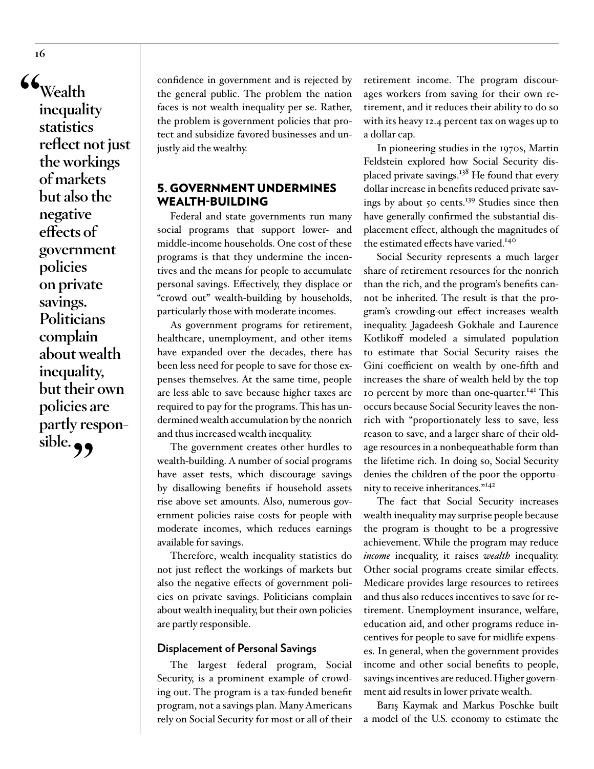> "Wealth inequality statistics reflect not just the workings of markets but also the negative effects of government policies on private savings. Politicians complain about wealth inequality, but their own policies are partly responsible."

confidence in government and is rejected by the general public. The problem the nation faces is not wealth inequality per se. Rather, the problem is government policies that protect and subsidize favored businesses and unjustly aid the wealthy.

## 5. GOVERNMENT UNDERMINES WEALTH-BUILDING

Federal and state governments run many social programs that support lower- and middle-income households. One cost of these programs is that they undermine the incentives and the means for people to accumulate personal savings. Effectively, they displace or "crowd out" wealth-building by households, particularly those with moderate incomes.

As government programs for retirement, healthcare, unemployment, and other items have expanded over the decades, there has been less need for people to save for those expenses themselves. At the same time, people are less able to save because higher taxes are required to pay for the programs. This has undermined wealth accumulation by the nonrich and thus increased wealth inequality.

The government creates other hurdles to wealth-building. A number of social programs have asset tests, which discourage savings by disallowing benefits if household assets rise above set amounts. Also, numerous government policies raise costs for people with moderate incomes, which reduces earnings available for savings.

Therefore, wealth inequality statistics do not just reflect the workings of markets but also the negative effects of government policies on private savings. Politicians complain about wealth inequality, but their own policies are partly responsible.

### Displacement of Personal Savings

The largest federal program, Social Security, is a prominent example of crowding out. The program is a tax-funded benefit program, not a savings plan. Many Americans rely on Social Security for most or all of their retirement income. The program discourages workers from saving for their own retirement, and it reduces their ability to do so with its heavy 12.4 percent tax on wages up to a dollar cap.

In pioneering studies in the 1970s, Martin Feldstein explored how Social Security displaced private savings.[138] He found that every dollar increase in benefits reduced private savings by about 50 cents.[139] Studies since then have generally confirmed the substantial displacement effect, although the magnitudes of the estimated effects have varied.[140]

Social Security represents a much larger share of retirement resources for the nonrich than the rich, and the program's benefits cannot be inherited. The result is that the program's crowding-out effect increases wealth inequality. Jagadeesh Gokhale and Laurence Kotlikoff modeled a simulated population to estimate that Social Security raises the Gini coefficient on wealth by one-fifth and increases the share of wealth held by the top 10 percent by more than one-quarter.[141] This occurs because Social Security leaves the nonrich with "proportionately less to save, less reason to save, and a larger share of their old-age resources in a nonbequeathable form than the lifetime rich. In doing so, Social Security denies the children of the poor the opportunity to receive inheritances."[142]

The fact that Social Security increases wealth inequality may surprise people because the program is thought to be a progressive achievement. While the program may reduce *income* inequality, it raises *wealth* inequality. Other social programs create similar effects. Medicare provides large resources to retirees and thus also reduces incentives to save for retirement. Unemployment insurance, welfare, education aid, and other programs reduce incentives for people to save for midlife expenses. In general, when the government provides income and other social benefits to people, savings incentives are reduced. Higher government aid results in lower private wealth.

Barış Kaymak and Markus Poschke built a model of the U.S. economy to estimate the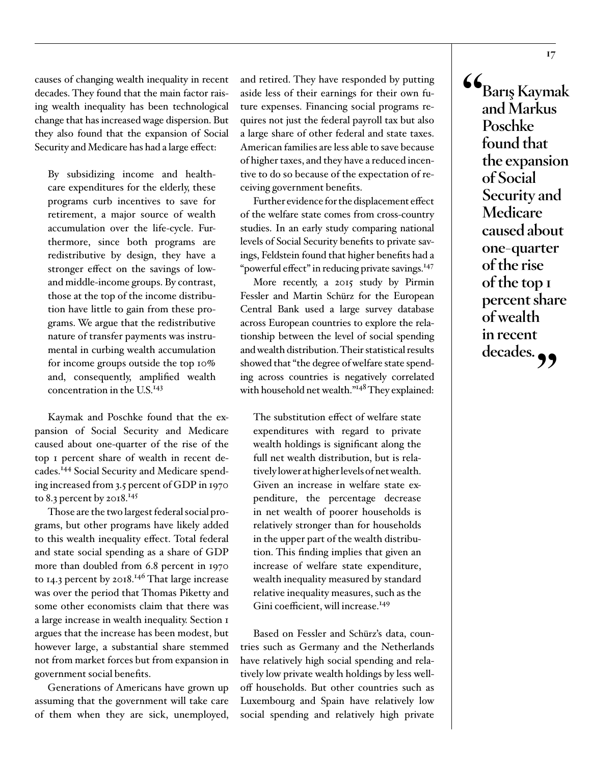causes of changing wealth inequality in recent decades. They found that the main factor raising wealth inequality has been technological change that has increased wage dispersion. But they also found that the expansion of Social Security and Medicare has had a large effect:

> By subsidizing income and healthcare expenditures for the elderly, these programs curb incentives to save for retirement, a major source of wealth accumulation over the life-cycle. Furthermore, since both programs are redistributive by design, they have a stronger effect on the savings of low- and middle-income groups. By contrast, those at the top of the income distribution have little to gain from these programs. We argue that the redistributive nature of transfer payments was instrumental in curbing wealth accumulation for income groups outside the top 10% and, consequently, amplified wealth concentration in the U.S.[143]

Kaymak and Poschke found that the expansion of Social Security and Medicare caused about one-quarter of the rise of the top 1 percent share of wealth in recent decades.[144] Social Security and Medicare spending increased from 3.5 percent of GDP in 1970 to 8.3 percent by 2018.[145]

Those are the two largest federal social programs, but other programs have likely added to this wealth inequality effect. Total federal and state social spending as a share of GDP more than doubled from 6.8 percent in 1970 to 14.3 percent by 2018.[146] That large increase was over the period that Thomas Piketty and some other economists claim that there was a large increase in wealth inequality. Section 1 argues that the increase has been modest, but however large, a substantial share stemmed not from market forces but from expansion in government social benefits.

Generations of Americans have grown up assuming that the government will take care of them when they are sick, unemployed, and retired. They have responded by putting aside less of their earnings for their own future expenses. Financing social programs requires not just the federal payroll tax but also a large share of other federal and state taxes. American families are less able to save because of higher taxes, and they have a reduced incentive to do so because of the expectation of receiving government benefits.

Further evidence for the displacement effect of the welfare state comes from cross-country studies. In an early study comparing national levels of Social Security benefits to private savings, Feldstein found that higher benefits had a "powerful effect" in reducing private savings.[147]

More recently, a 2015 study by Pirmin Fessler and Martin Schürz for the European Central Bank used a large survey database across European countries to explore the relationship between the level of social spending and wealth distribution. Their statistical results showed that "the degree of welfare state spending across countries is negatively correlated with household net wealth."[148] They explained:

> The substitution effect of welfare state expenditures with regard to private wealth holdings is significant along the full net wealth distribution, but is relatively lower at higher levels of net wealth. Given an increase in welfare state expenditure, the percentage decrease in net wealth of poorer households is relatively stronger than for households in the upper part of the wealth distribution. This finding implies that given an increase of welfare state expenditure, wealth inequality measured by standard relative inequality measures, such as the Gini coefficient, will increase.[149]

Based on Fessler and Schürz's data, countries such as Germany and the Netherlands have relatively high social spending and relatively low private wealth holdings by less well-off households. But other countries such as Luxembourg and Spain have relatively low social spending and relatively high private

> **"Barış Kaymak and Markus Poschke found that the expansion of Social Security and Medicare caused about one-quarter of the rise of the top 1 percent share of wealth in recent decades."**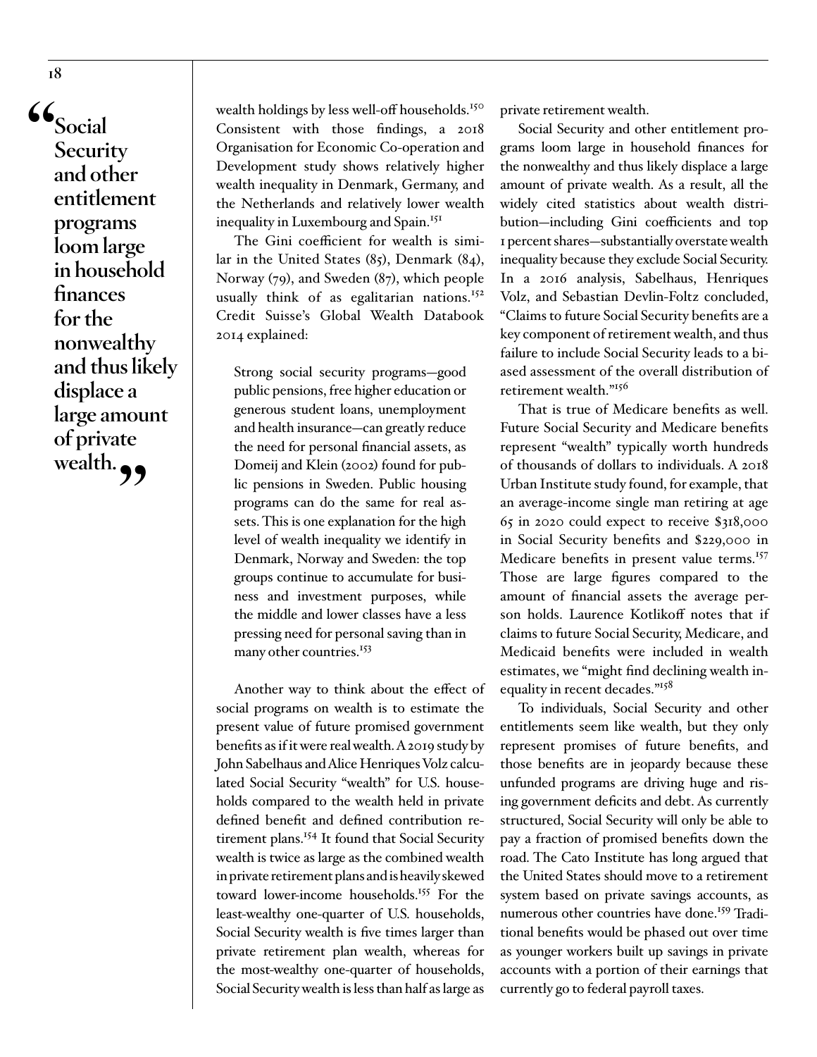> "Social Security and other entitlement programs loom large in household finances for the nonwealthy and thus likely displace a large amount of private wealth."

wealth holdings by less well-off households.[150] Consistent with those findings, a 2018 Organisation for Economic Co-operation and Development study shows relatively higher wealth inequality in Denmark, Germany, and the Netherlands and relatively lower wealth inequality in Luxembourg and Spain.[151]

The Gini coefficient for wealth is similar in the United States (85), Denmark (84), Norway (79), and Sweden (87), which people usually think of as egalitarian nations.[152] Credit Suisse's Global Wealth Databook 2014 explained:

> Strong social security programs—good public pensions, free higher education or generous student loans, unemployment and health insurance—can greatly reduce the need for personal financial assets, as Domeij and Klein (2002) found for public pensions in Sweden. Public housing programs can do the same for real assets. This is one explanation for the high level of wealth inequality we identify in Denmark, Norway and Sweden: the top groups continue to accumulate for business and investment purposes, while the middle and lower classes have a less pressing need for personal saving than in many other countries.[153]

Another way to think about the effect of social programs on wealth is to estimate the present value of future promised government benefits as if it were real wealth. A 2019 study by John Sabelhaus and Alice Henriques Volz calculated Social Security "wealth" for U.S. households compared to the wealth held in private defined benefit and defined contribution retirement plans.[154] It found that Social Security wealth is twice as large as the combined wealth in private retirement plans and is heavily skewed toward lower-income households.[155] For the least-wealthy one-quarter of U.S. households, Social Security wealth is five times larger than private retirement plan wealth, whereas for the most-wealthy one-quarter of households, Social Security wealth is less than half as large as private retirement wealth.

Social Security and other entitlement programs loom large in household finances for the nonwealthy and thus likely displace a large amount of private wealth. As a result, all the widely cited statistics about wealth distribution—including Gini coefficients and top 1 percent shares—substantially overstate wealth inequality because they exclude Social Security. In a 2016 analysis, Sabelhaus, Henriques Volz, and Sebastian Devlin-Foltz concluded, "Claims to future Social Security benefits are a key component of retirement wealth, and thus failure to include Social Security leads to a biased assessment of the overall distribution of retirement wealth."[156]

That is true of Medicare benefits as well. Future Social Security and Medicare benefits represent "wealth" typically worth hundreds of thousands of dollars to individuals. A 2018 Urban Institute study found, for example, that an average-income single man retiring at age 65 in 2020 could expect to receive $318,000 in Social Security benefits and $229,000 in Medicare benefits in present value terms.[157] Those are large figures compared to the amount of financial assets the average person holds. Laurence Kotlikoff notes that if claims to future Social Security, Medicare, and Medicaid benefits were included in wealth estimates, we "might find declining wealth inequality in recent decades."[158]

To individuals, Social Security and other entitlements seem like wealth, but they only represent promises of future benefits, and those benefits are in jeopardy because these unfunded programs are driving huge and rising government deficits and debt. As currently structured, Social Security will only be able to pay a fraction of promised benefits down the road. The Cato Institute has long argued that the United States should move to a retirement system based on private savings accounts, as numerous other countries have done.[159] Traditional benefits would be phased out over time as younger workers built up savings in private accounts with a portion of their earnings that currently go to federal payroll taxes.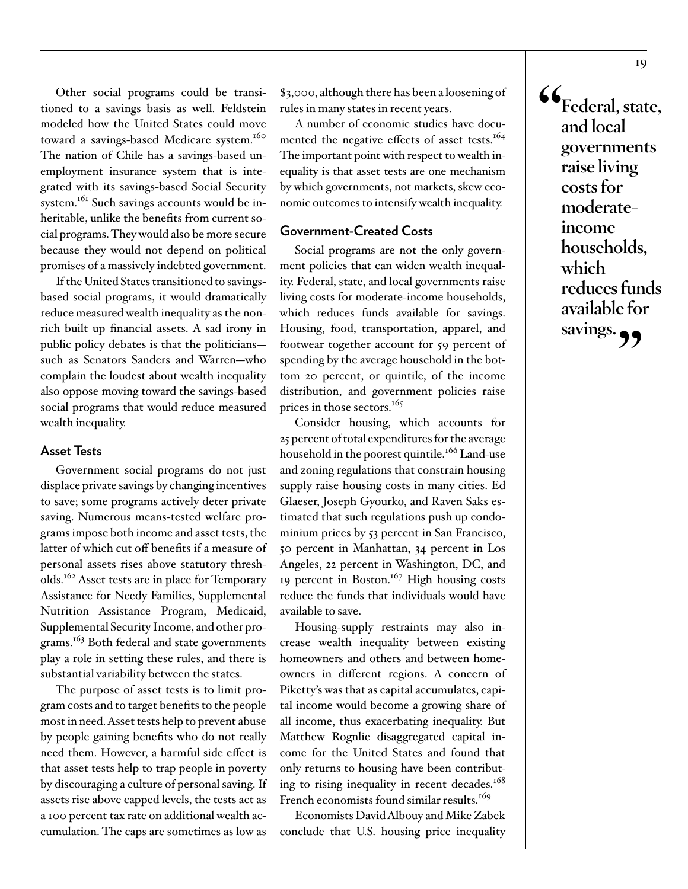Other social programs could be transitioned to a savings basis as well. Feldstein modeled how the United States could move toward a savings-based Medicare system.[160] The nation of Chile has a savings-based unemployment insurance system that is integrated with its savings-based Social Security system.[161] Such savings accounts would be inheritable, unlike the benefits from current social programs. They would also be more secure because they would not depend on political promises of a massively indebted government.

If the United States transitioned to savings-based social programs, it would dramatically reduce measured wealth inequality as the nonrich built up financial assets. A sad irony in public policy debates is that the politicians—such as Senators Sanders and Warren—who complain the loudest about wealth inequality also oppose moving toward the savings-based social programs that would reduce measured wealth inequality.

### Asset Tests

Government social programs do not just displace private savings by changing incentives to save; some programs actively deter private saving. Numerous means-tested welfare programs impose both income and asset tests, the latter of which cut off benefits if a measure of personal assets rises above statutory thresholds.[162] Asset tests are in place for Temporary Assistance for Needy Families, Supplemental Nutrition Assistance Program, Medicaid, Supplemental Security Income, and other programs.[163] Both federal and state governments play a role in setting these rules, and there is substantial variability between the states.

The purpose of asset tests is to limit program costs and to target benefits to the people most in need. Asset tests help to prevent abuse by people gaining benefits who do not really need them. However, a harmful side effect is that asset tests help to trap people in poverty by discouraging a culture of personal saving. If assets rise above capped levels, the tests act as a 100 percent tax rate on additional wealth accumulation. The caps are sometimes as low as $3,000, although there has been a loosening of rules in many states in recent years.

A number of economic studies have documented the negative effects of asset tests.[164] The important point with respect to wealth inequality is that asset tests are one mechanism by which governments, not markets, skew economic outcomes to intensify wealth inequality.

### Government-Created Costs

Social programs are not the only government policies that can widen wealth inequality. Federal, state, and local governments raise living costs for moderate-income households, which reduces funds available for savings. Housing, food, transportation, apparel, and footwear together account for 59 percent of spending by the average household in the bottom 20 percent, or quintile, of the income distribution, and government policies raise prices in those sectors.[165]

Consider housing, which accounts for 25 percent of total expenditures for the average household in the poorest quintile.[166] Land-use and zoning regulations that constrain housing supply raise housing costs in many cities. Ed Glaeser, Joseph Gyourko, and Raven Saks estimated that such regulations push up condominium prices by 53 percent in San Francisco, 50 percent in Manhattan, 34 percent in Los Angeles, 22 percent in Washington, DC, and 19 percent in Boston.[167] High housing costs reduce the funds that individuals would have available to save.

Housing-supply restraints may also increase wealth inequality between existing homeowners and others and between homeowners in different regions. A concern of Piketty's was that as capital accumulates, capital income would become a growing share of all income, thus exacerbating inequality. But Matthew Rognlie disaggregated capital income for the United States and found that only returns to housing have been contributing to rising inequality in recent decades.[168] French economists found similar results.[169]

Economists David Albouy and Mike Zabek conclude that U.S. housing price inequality

> "Federal, state, and local governments raise living costs for moderate-income households, which reduces funds available for savings."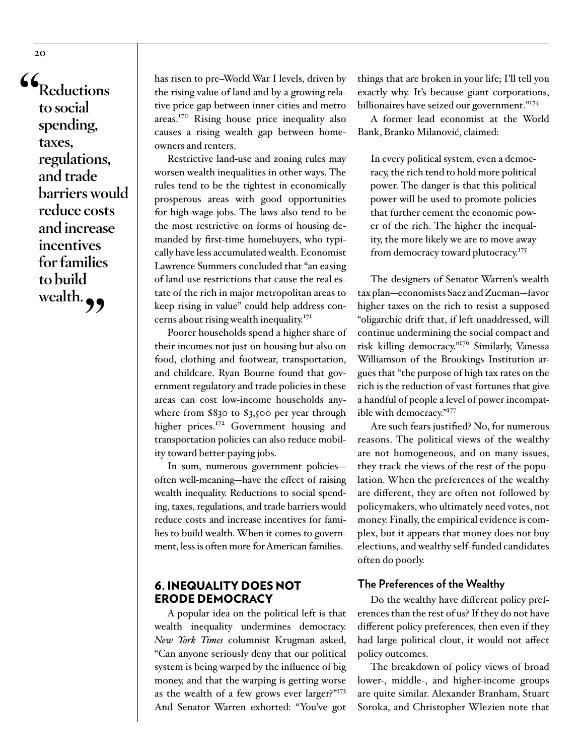> "Reductions to social spending, taxes, regulations, and trade barriers would reduce costs and increase incentives for families to build wealth."

has risen to pre–World War I levels, driven by the rising value of land and by a growing relative price gap between inner cities and metro areas.[170] Rising house price inequality also causes a rising wealth gap between homeowners and renters.

Restrictive land-use and zoning rules may worsen wealth inequalities in other ways. The rules tend to be the tightest in economically prosperous areas with good opportunities for high-wage jobs. The laws also tend to be the most restrictive on forms of housing demanded by first-time homebuyers, who typically have less accumulated wealth. Economist Lawrence Summers concluded that "an easing of land-use restrictions that cause the real estate of the rich in major metropolitan areas to keep rising in value" could help address concerns about rising wealth inequality.[171]

Poorer households spend a higher share of their incomes not just on housing but also on food, clothing and footwear, transportation, and childcare. Ryan Bourne found that government regulatory and trade policies in these areas can cost low-income households anywhere from $830 to $3,500 per year through higher prices.[172] Government housing and transportation policies can also reduce mobility toward better-paying jobs.

In sum, numerous government policies—often well-meaning—have the effect of raising wealth inequality. Reductions to social spending, taxes, regulations, and trade barriers would reduce costs and increase incentives for families to build wealth. When it comes to government, less is often more for American families.

## 6. INEQUALITY DOES NOT ERODE DEMOCRACY

A popular idea on the political left is that wealth inequality undermines democracy. *New York Times* columnist Krugman asked, "Can anyone seriously deny that our political system is being warped by the influence of big money, and that the warping is getting worse as the wealth of a few grows ever larger?"[173] And Senator Warren exhorted: "You've got things that are broken in your life; I'll tell you exactly why. It's because giant corporations, billionaires have seized our government."[174]

A former lead economist at the World Bank, Branko Milanović, claimed:

> In every political system, even a democracy, the rich tend to hold more political power. The danger is that this political power will be used to promote policies that further cement the economic power of the rich. The higher the inequality, the more likely we are to move away from democracy toward plutocracy.[175]

The designers of Senator Warren's wealth tax plan—economists Saez and Zucman—favor higher taxes on the rich to resist a supposed "oligarchic drift that, if left unaddressed, will continue undermining the social compact and risk killing democracy."[176] Similarly, Vanessa Williamson of the Brookings Institution argues that "the purpose of high tax rates on the rich is the reduction of vast fortunes that give a handful of people a level of power incompatible with democracy."[177]

Are such fears justified? No, for numerous reasons. The political views of the wealthy are not homogeneous, and on many issues, they track the views of the rest of the population. When the preferences of the wealthy are different, they are often not followed by policymakers, who ultimately need votes, not money. Finally, the empirical evidence is complex, but it appears that money does not buy elections, and wealthy self-funded candidates often do poorly.

### The Preferences of the Wealthy

Do the wealthy have different policy preferences than the rest of us? If they do not have different policy preferences, then even if they had large political clout, it would not affect policy outcomes.

The breakdown of policy views of broad lower-, middle-, and higher-income groups are quite similar. Alexander Branham, Stuart Soroka, and Christopher Wlezien note that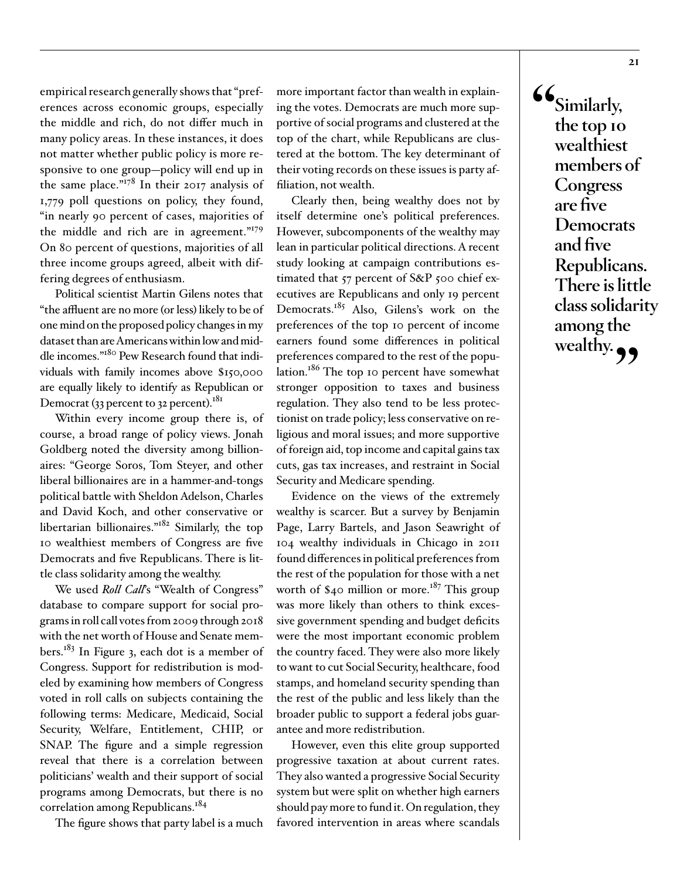empirical research generally shows that "preferences across economic groups, especially the middle and rich, do not differ much in many policy areas. In these instances, it does not matter whether public policy is more responsive to one group—policy will end up in the same place."[178] In their 2017 analysis of 1,779 poll questions on policy, they found, "in nearly 90 percent of cases, majorities of the middle and rich are in agreement."[179] On 80 percent of questions, majorities of all three income groups agreed, albeit with differing degrees of enthusiasm.

Political scientist Martin Gilens notes that "the affluent are no more (or less) likely to be of one mind on the proposed policy changes in my dataset than are Americans within low and middle incomes."[180] Pew Research found that individuals with family incomes above $150,000 are equally likely to identify as Republican or Democrat (33 percent to 32 percent).[181]

Within every income group there is, of course, a broad range of policy views. Jonah Goldberg noted the diversity among billionaires: "George Soros, Tom Steyer, and other liberal billionaires are in a hammer-and-tongs political battle with Sheldon Adelson, Charles and David Koch, and other conservative or libertarian billionaires."[182] Similarly, the top 10 wealthiest members of Congress are five Democrats and five Republicans. There is little class solidarity among the wealthy.

We used *Roll Call*'s "Wealth of Congress" database to compare support for social programs in roll call votes from 2009 through 2018 with the net worth of House and Senate members.[183] In Figure 3, each dot is a member of Congress. Support for redistribution is modeled by examining how members of Congress voted in roll calls on subjects containing the following terms: Medicare, Medicaid, Social Security, Welfare, Entitlement, CHIP, or SNAP. The figure and a simple regression reveal that there is a correlation between politicians' wealth and their support of social programs among Democrats, but there is no correlation among Republicans.[184]

The figure shows that party label is a much more important factor than wealth in explaining the votes. Democrats are much more supportive of social programs and clustered at the top of the chart, while Republicans are clustered at the bottom. The key determinant of their voting records on these issues is party affiliation, not wealth.

Clearly then, being wealthy does not by itself determine one's political preferences. However, subcomponents of the wealthy may lean in particular political directions. A recent study looking at campaign contributions estimated that 57 percent of S&P 500 chief executives are Republicans and only 19 percent Democrats.[185] Also, Gilens's work on the preferences of the top 10 percent of income earners found some differences in political preferences compared to the rest of the population.[186] The top 10 percent have somewhat stronger opposition to taxes and business regulation. They also tend to be less protectionist on trade policy; less conservative on religious and moral issues; and more supportive of foreign aid, top income and capital gains tax cuts, gas tax increases, and restraint in Social Security and Medicare spending.

Evidence on the views of the extremely wealthy is scarcer. But a survey by Benjamin Page, Larry Bartels, and Jason Seawright of 104 wealthy individuals in Chicago in 2011 found differences in political preferences from the rest of the population for those with a net worth of $40 million or more.[187] This group was more likely than others to think excessive government spending and budget deficits were the most important economic problem the country faced. They were also more likely to want to cut Social Security, healthcare, food stamps, and homeland security spending than the rest of the public and less likely than the broader public to support a federal jobs guarantee and more redistribution.

However, even this elite group supported progressive taxation at about current rates. They also wanted a progressive Social Security system but were split on whether high earners should pay more to fund it. On regulation, they favored intervention in areas where scandals

> **"Similarly, the top 10 wealthiest members of Congress are five Democrats and five Republicans. There is little class solidarity among the wealthy."**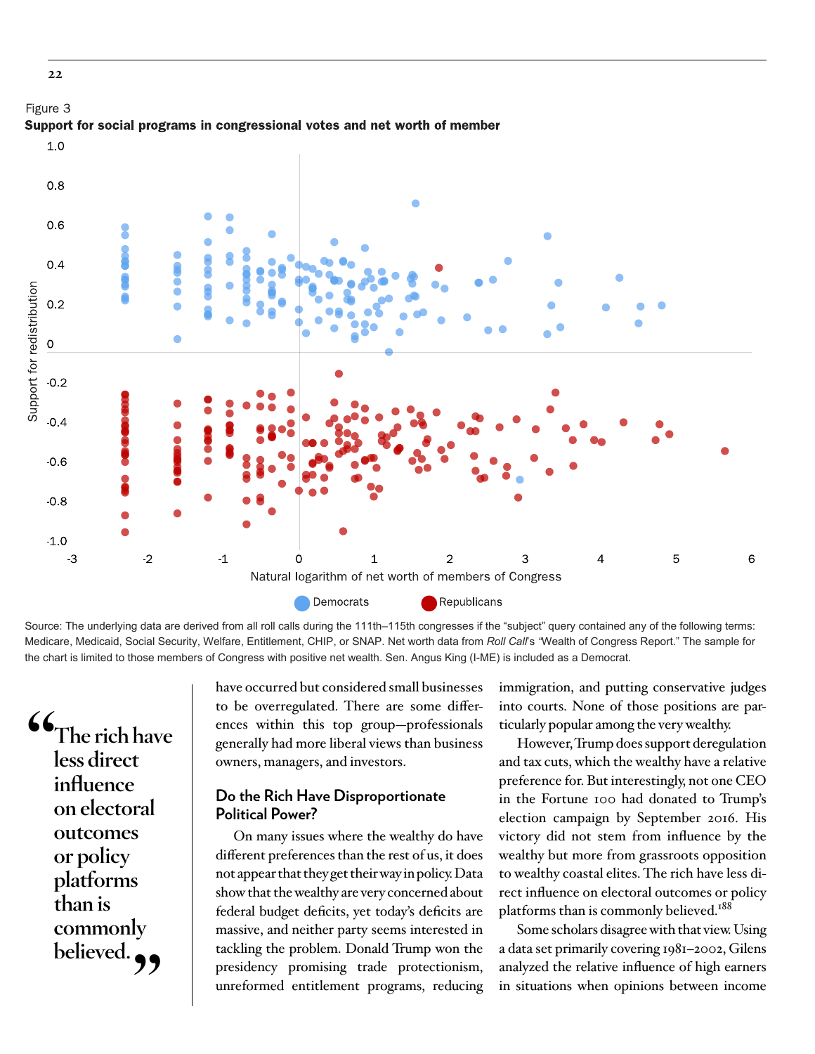Figure 3

**Support for social programs in congressional votes and net worth of member**

Source: The underlying data are derived from all roll calls during the 111th–115th congresses if the "subject" query contained any of the following terms: Medicare, Medicaid, Social Security, Welfare, Entitlement, CHIP, or SNAP. Net worth data from *Roll Call*'s "Wealth of Congress Report." The sample for the chart is limited to those members of Congress with positive net wealth. Sen. Angus King (I-ME) is included as a Democrat.

> "The rich have less direct influence on electoral outcomes or policy platforms than is commonly believed."

have occurred but considered small businesses to be overregulated. There are some differences within this top group—professionals generally had more liberal views than business owners, managers, and investors.

## Do the Rich Have Disproportionate Political Power?

On many issues where the wealthy do have different preferences than the rest of us, it does not appear that they get their way in policy. Data show that the wealthy are very concerned about federal budget deficits, yet today's deficits are massive, and neither party seems interested in tackling the problem. Donald Trump won the presidency promising trade protectionism, unreformed entitlement programs, reducing immigration, and putting conservative judges into courts. None of those positions are particularly popular among the very wealthy.

However, Trump does support deregulation and tax cuts, which the wealthy have a relative preference for. But interestingly, not one CEO in the Fortune 100 had donated to Trump's election campaign by September 2016. His victory did not stem from influence by the wealthy but more from grassroots opposition to wealthy coastal elites. The rich have less direct influence on electoral outcomes or policy platforms than is commonly believed.[188]

Some scholars disagree with that view. Using a data set primarily covering 1981–2002, Gilens analyzed the relative influence of high earners in situations when opinions between income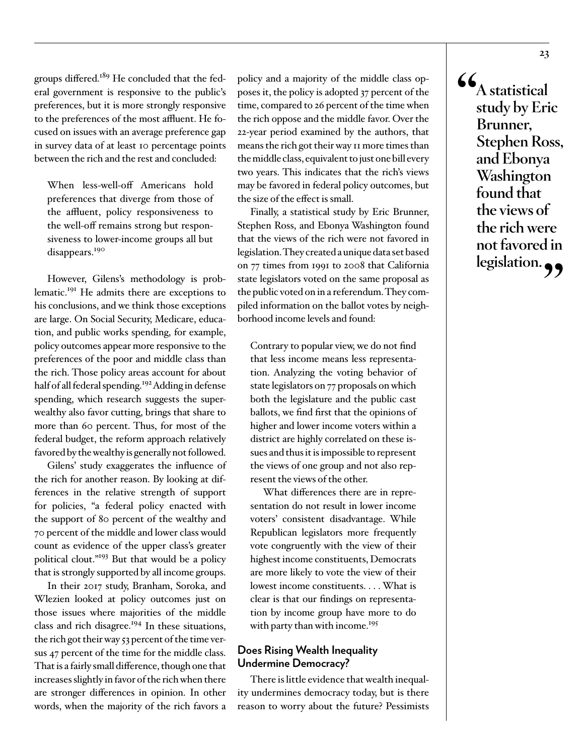groups differed.[189] He concluded that the federal government is responsive to the public's preferences, but it is more strongly responsive to the preferences of the most affluent. He focused on issues with an average preference gap in survey data of at least 10 percentage points between the rich and the rest and concluded:

> When less-well-off Americans hold preferences that diverge from those of the affluent, policy responsiveness to the well-off remains strong but responsiveness to lower-income groups all but disappears.[190]

However, Gilens's methodology is problematic.[191] He admits there are exceptions to his conclusions, and we think those exceptions are large. On Social Security, Medicare, education, and public works spending, for example, policy outcomes appear more responsive to the preferences of the poor and middle class than the rich. Those policy areas account for about half of all federal spending.[192] Adding in defense spending, which research suggests the superwealthy also favor cutting, brings that share to more than 60 percent. Thus, for most of the federal budget, the reform approach relatively favored by the wealthy is generally not followed.

Gilens' study exaggerates the influence of the rich for another reason. By looking at differences in the relative strength of support for policies, "a federal policy enacted with the support of 80 percent of the wealthy and 70 percent of the middle and lower class would count as evidence of the upper class's greater political clout."[193] But that would be a policy that is strongly supported by all income groups.

In their 2017 study, Branham, Soroka, and Wlezien looked at policy outcomes just on those issues where majorities of the middle class and rich disagree.[194] In these situations, the rich got their way 53 percent of the time versus 47 percent of the time for the middle class. That is a fairly small difference, though one that increases slightly in favor of the rich when there are stronger differences in opinion. In other words, when the majority of the rich favors a policy and a majority of the middle class opposes it, the policy is adopted 37 percent of the time, compared to 26 percent of the time when the rich oppose and the middle favor. Over the 22-year period examined by the authors, that means the rich got their way 11 more times than the middle class, equivalent to just one bill every two years. This indicates that the rich's views may be favored in federal policy outcomes, but the size of the effect is small.

Finally, a statistical study by Eric Brunner, Stephen Ross, and Ebonya Washington found that the views of the rich were not favored in legislation. They created a unique data set based on 77 times from 1991 to 2008 that California state legislators voted on the same proposal as the public voted on in a referendum. They compiled information on the ballot votes by neighborhood income levels and found:

> Contrary to popular view, we do not find that less income means less representation. Analyzing the voting behavior of state legislators on 77 proposals on which both the legislature and the public cast ballots, we find first that the opinions of higher and lower income voters within a district are highly correlated on these issues and thus it is impossible to represent the views of one group and not also represent the views of the other.
>
> What differences there are in representation do not result in lower income voters' consistent disadvantage. While Republican legislators more frequently vote congruently with the view of their highest income constituents, Democrats are more likely to vote the view of their lowest income constituents. . . . What is clear is that our findings on representation by income group have more to do with party than with income.[195]

### Does Rising Wealth Inequality Undermine Democracy?

There is little evidence that wealth inequality undermines democracy today, but is there reason to worry about the future? Pessimists

> **"A statistical study by Eric Brunner, Stephen Ross, and Ebonya Washington found that the views of the rich were not favored in legislation."**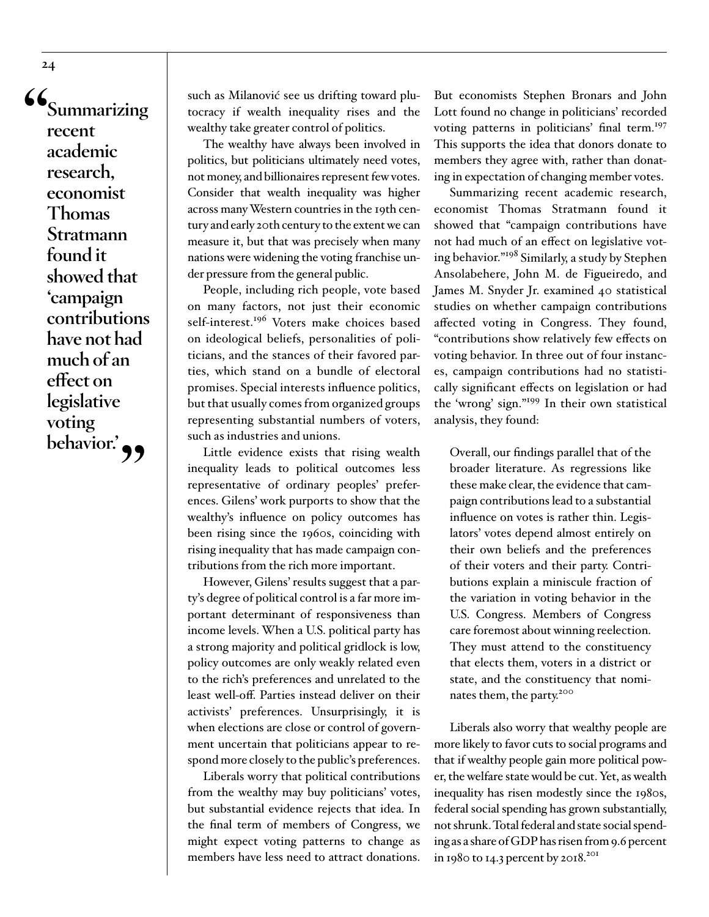> "Summarizing recent academic research, economist Thomas Stratmann found it showed that 'campaign contributions have not had much of an effect on legislative voting behavior.'"

such as Milanović see us drifting toward plutocracy if wealth inequality rises and the wealthy take greater control of politics.

The wealthy have always been involved in politics, but politicians ultimately need votes, not money, and billionaires represent few votes. Consider that wealth inequality was higher across many Western countries in the 19th century and early 20th century to the extent we can measure it, but that was precisely when many nations were widening the voting franchise under pressure from the general public.

People, including rich people, vote based on many factors, not just their economic self-interest.[196] Voters make choices based on ideological beliefs, personalities of politicians, and the stances of their favored parties, which stand on a bundle of electoral promises. Special interests influence politics, but that usually comes from organized groups representing substantial numbers of voters, such as industries and unions.

Little evidence exists that rising wealth inequality leads to political outcomes less representative of ordinary peoples' preferences. Gilens' work purports to show that the wealthy's influence on policy outcomes has been rising since the 1960s, coinciding with rising inequality that has made campaign contributions from the rich more important.

However, Gilens' results suggest that a party's degree of political control is a far more important determinant of responsiveness than income levels. When a U.S. political party has a strong majority and political gridlock is low, policy outcomes are only weakly related even to the rich's preferences and unrelated to the least well-off. Parties instead deliver on their activists' preferences. Unsurprisingly, it is when elections are close or control of government uncertain that politicians appear to respond more closely to the public's preferences.

Liberals worry that political contributions from the wealthy may buy politicians' votes, but substantial evidence rejects that idea. In the final term of members of Congress, we might expect voting patterns to change as members have less need to attract donations. But economists Stephen Bronars and John Lott found no change in politicians' recorded voting patterns in politicians' final term.[197] This supports the idea that donors donate to members they agree with, rather than donating in expectation of changing member votes.

Summarizing recent academic research, economist Thomas Stratmann found it showed that "campaign contributions have not had much of an effect on legislative voting behavior."[198] Similarly, a study by Stephen Ansolabehere, John M. de Figueiredo, and James M. Snyder Jr. examined 40 statistical studies on whether campaign contributions affected voting in Congress. They found, "contributions show relatively few effects on voting behavior. In three out of four instances, campaign contributions had no statistically significant effects on legislation or had the 'wrong' sign."[199] In their own statistical analysis, they found:

> Overall, our findings parallel that of the broader literature. As regressions like these make clear, the evidence that campaign contributions lead to a substantial influence on votes is rather thin. Legislators' votes depend almost entirely on their own beliefs and the preferences of their voters and their party. Contributions explain a miniscule fraction of the variation in voting behavior in the U.S. Congress. Members of Congress care foremost about winning reelection. They must attend to the constituency that elects them, voters in a district or state, and the constituency that nominates them, the party.[200]

Liberals also worry that wealthy people are more likely to favor cuts to social programs and that if wealthy people gain more political power, the welfare state would be cut. Yet, as wealth inequality has risen modestly since the 1980s, federal social spending has grown substantially, not shrunk. Total federal and state social spending as a share of GDP has risen from 9.6 percent in 1980 to 14.3 percent by 2018.[201]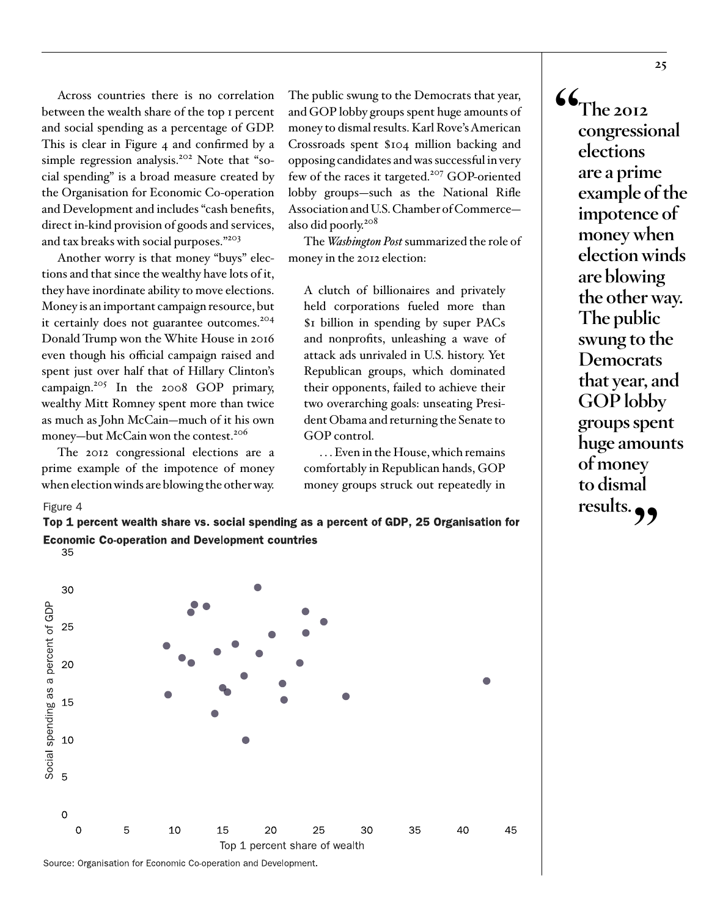Across countries there is no correlation between the wealth share of the top 1 percent and social spending as a percentage of GDP. This is clear in Figure 4 and confirmed by a simple regression analysis.[202] Note that "social spending" is a broad measure created by the Organisation for Economic Co-operation and Development and includes "cash benefits, direct in-kind provision of goods and services, and tax breaks with social purposes."[203]

Another worry is that money "buys" elections and that since the wealthy have lots of it, they have inordinate ability to move elections. Money is an important campaign resource, but it certainly does not guarantee outcomes.[204] Donald Trump won the White House in 2016 even though his official campaign raised and spent just over half that of Hillary Clinton's campaign.[205] In the 2008 GOP primary, wealthy Mitt Romney spent more than twice as much as John McCain—much of it his own money—but McCain won the contest.[206]

The 2012 congressional elections are a prime example of the impotence of money when election winds are blowing the other way. The public swung to the Democrats that year, and GOP lobby groups spent huge amounts of money to dismal results. Karl Rove's American Crossroads spent $104 million backing and opposing candidates and was successful in very few of the races it targeted.[207] GOP-oriented lobby groups—such as the National Rifle Association and U.S. Chamber of Commerce—also did poorly.[208]

The *Washington Post* summarized the role of money in the 2012 election:

> A clutch of billionaires and privately held corporations fueled more than $1 billion in spending by super PACs and nonprofits, unleashing a wave of attack ads unrivaled in U.S. history. Yet Republican groups, which dominated their opponents, failed to achieve their two overarching goals: unseating President Obama and returning the Senate to GOP control.
>
> . . . Even in the House, which remains comfortably in Republican hands, GOP money groups struck out repeatedly in

> **"The 2012 congressional elections are a prime example of the impotence of money when election winds are blowing the other way. The public swung to the Democrats that year, and GOP lobby groups spent huge amounts of money to dismal results."**

Figure 4

**Top 1 percent wealth share vs. social spending as a percent of GDP, 25 Organisation for Economic Co-operation and Development countries**

Source: Organisation for Economic Co-operation and Development.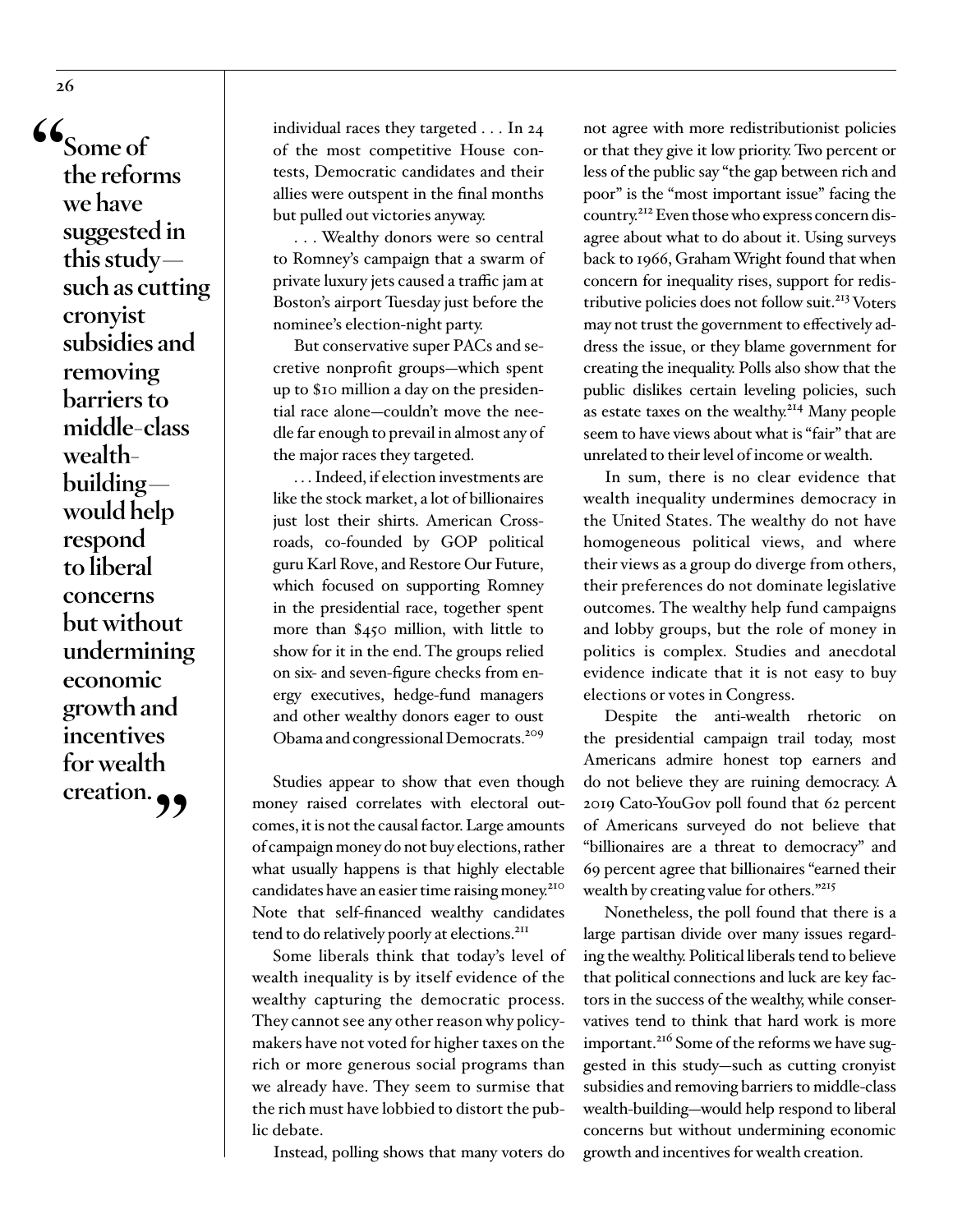> "Some of the reforms we have suggested in this study—such as cutting cronyist subsidies and removing barriers to middle-class wealth-building—would help respond to liberal concerns but without undermining economic growth and incentives for wealth creation."

> individual races they targeted . . . In 24 of the most competitive House contests, Democratic candidates and their allies were outspent in the final months but pulled out victories anyway.
>
> . . . Wealthy donors were so central to Romney's campaign that a swarm of private luxury jets caused a traffic jam at Boston's airport Tuesday just before the nominee's election-night party.
>
> But conservative super PACs and secretive nonprofit groups—which spent up to $10 million a day on the presidential race alone—couldn't move the needle far enough to prevail in almost any of the major races they targeted.
>
> . . . Indeed, if election investments are like the stock market, a lot of billionaires just lost their shirts. American Crossroads, co-founded by GOP political guru Karl Rove, and Restore Our Future, which focused on supporting Romney in the presidential race, together spent more than $450 million, with little to show for it in the end. The groups relied on six- and seven-figure checks from energy executives, hedge-fund managers and other wealthy donors eager to oust Obama and congressional Democrats.[209]

Studies appear to show that even though money raised correlates with electoral outcomes, it is not the causal factor. Large amounts of campaign money do not buy elections, rather what usually happens is that highly electable candidates have an easier time raising money.[210] Note that self-financed wealthy candidates tend to do relatively poorly at elections.[211]

Some liberals think that today's level of wealth inequality is by itself evidence of the wealthy capturing the democratic process. They cannot see any other reason why policymakers have not voted for higher taxes on the rich or more generous social programs than we already have. They seem to surmise that the rich must have lobbied to distort the public debate.

Instead, polling shows that many voters do not agree with more redistributionist policies or that they give it low priority. Two percent or less of the public say "the gap between rich and poor" is the "most important issue" facing the country.[212] Even those who express concern disagree about what to do about it. Using surveys back to 1966, Graham Wright found that when concern for inequality rises, support for redistributive policies does not follow suit.[213] Voters may not trust the government to effectively address the issue, or they blame government for creating the inequality. Polls also show that the public dislikes certain leveling policies, such as estate taxes on the wealthy.[214] Many people seem to have views about what is "fair" that are unrelated to their level of income or wealth.

In sum, there is no clear evidence that wealth inequality undermines democracy in the United States. The wealthy do not have homogeneous political views, and where their views as a group do diverge from others, their preferences do not dominate legislative outcomes. The wealthy help fund campaigns and lobby groups, but the role of money in politics is complex. Studies and anecdotal evidence indicate that it is not easy to buy elections or votes in Congress.

Despite the anti-wealth rhetoric on the presidential campaign trail today, most Americans admire honest top earners and do not believe they are ruining democracy. A 2019 Cato-YouGov poll found that 62 percent of Americans surveyed do not believe that "billionaires are a threat to democracy" and 69 percent agree that billionaires "earned their wealth by creating value for others."[215]

Nonetheless, the poll found that there is a large partisan divide over many issues regarding the wealthy. Political liberals tend to believe that political connections and luck are key factors in the success of the wealthy, while conservatives tend to think that hard work is more important.[216] Some of the reforms we have suggested in this study—such as cutting cronyist subsidies and removing barriers to middle-class wealth-building—would help respond to liberal concerns but without undermining economic growth and incentives for wealth creation.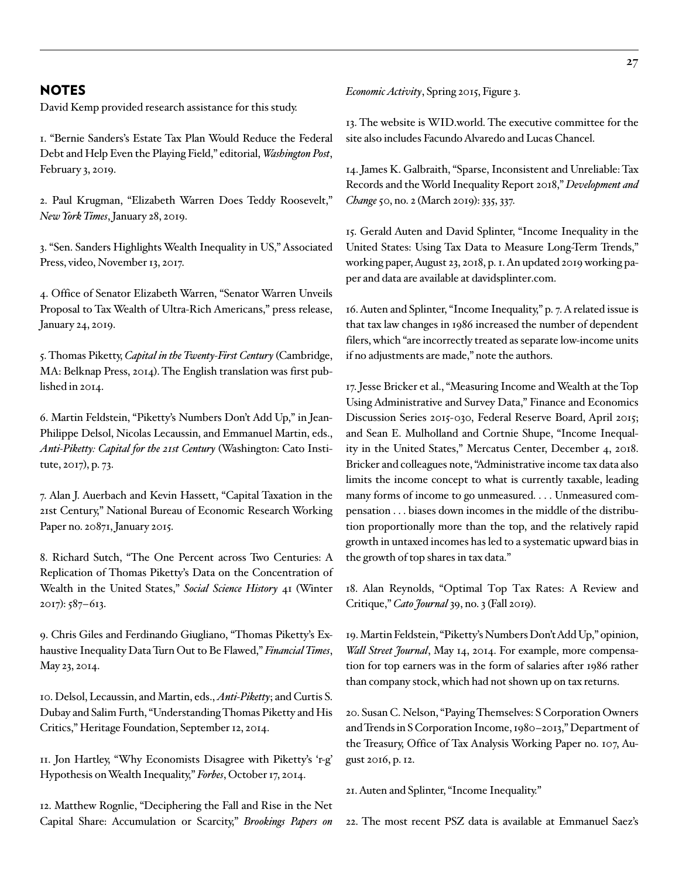## NOTES

David Kemp provided research assistance for this study.

1. "Bernie Sanders's Estate Tax Plan Would Reduce the Federal Debt and Help Even the Playing Field," editorial, *Washington Post*, February 3, 2019.

2. Paul Krugman, "Elizabeth Warren Does Teddy Roosevelt," *New York Times*, January 28, 2019.

3. "Sen. Sanders Highlights Wealth Inequality in US," Associated Press, video, November 13, 2017.

4. Office of Senator Elizabeth Warren, "Senator Warren Unveils Proposal to Tax Wealth of Ultra-Rich Americans," press release, January 24, 2019.

5. Thomas Piketty, *Capital in the Twenty-First Century* (Cambridge, MA: Belknap Press, 2014). The English translation was first published in 2014.

6. Martin Feldstein, "Piketty's Numbers Don't Add Up," in Jean-Philippe Delsol, Nicolas Lecaussin, and Emmanuel Martin, eds., *Anti-Piketty: Capital for the 21st Century* (Washington: Cato Institute, 2017), p. 73.

7. Alan J. Auerbach and Kevin Hassett, "Capital Taxation in the 21st Century," National Bureau of Economic Research Working Paper no. 20871, January 2015.

8. Richard Sutch, "The One Percent across Two Centuries: A Replication of Thomas Piketty's Data on the Concentration of Wealth in the United States," *Social Science History* 41 (Winter 2017): 587–613.

9. Chris Giles and Ferdinando Giugliano, "Thomas Piketty's Exhaustive Inequality Data Turn Out to Be Flawed," *Financial Times*, May 23, 2014.

10. Delsol, Lecaussin, and Martin, eds., *Anti-Piketty*; and Curtis S. Dubay and Salim Furth, "Understanding Thomas Piketty and His Critics," Heritage Foundation, September 12, 2014.

11. Jon Hartley, "Why Economists Disagree with Piketty's 'r-g' Hypothesis on Wealth Inequality," *Forbes*, October 17, 2014.

12. Matthew Rognlie, "Deciphering the Fall and Rise in the Net Capital Share: Accumulation or Scarcity," *Brookings Papers on Economic Activity*, Spring 2015, Figure 3.

13. The website is WID.world. The executive committee for the site also includes Facundo Alvaredo and Lucas Chancel.

14. James K. Galbraith, "Sparse, Inconsistent and Unreliable: Tax Records and the World Inequality Report 2018," *Development and Change* 50, no. 2 (March 2019): 335, 337.

15. Gerald Auten and David Splinter, "Income Inequality in the United States: Using Tax Data to Measure Long-Term Trends," working paper, August 23, 2018, p. 1. An updated 2019 working paper and data are available at davidsplinter.com.

16. Auten and Splinter, "Income Inequality," p. 7. A related issue is that tax law changes in 1986 increased the number of dependent filers, which "are incorrectly treated as separate low-income units if no adjustments are made," note the authors.

17. Jesse Bricker et al., "Measuring Income and Wealth at the Top Using Administrative and Survey Data," Finance and Economics Discussion Series 2015-030, Federal Reserve Board, April 2015; and Sean E. Mulholland and Cortnie Shupe, "Income Inequality in the United States," Mercatus Center, December 4, 2018. Bricker and colleagues note, "Administrative income tax data also limits the income concept to what is currently taxable, leading many forms of income to go unmeasured. . . . Unmeasured compensation . . . biases down incomes in the middle of the distribution proportionally more than the top, and the relatively rapid growth in untaxed incomes has led to a systematic upward bias in the growth of top shares in tax data."

18. Alan Reynolds, "Optimal Top Tax Rates: A Review and Critique," *Cato Journal* 39, no. 3 (Fall 2019).

19. Martin Feldstein, "Piketty's Numbers Don't Add Up," opinion, *Wall Street Journal*, May 14, 2014. For example, more compensation for top earners was in the form of salaries after 1986 rather than company stock, which had not shown up on tax returns.

20. Susan C. Nelson, "Paying Themselves: S Corporation Owners and Trends in S Corporation Income, 1980–2013," Department of the Treasury, Office of Tax Analysis Working Paper no. 107, August 2016, p. 12.

21. Auten and Splinter, "Income Inequality."

22. The most recent PSZ data is available at Emmanuel Saez's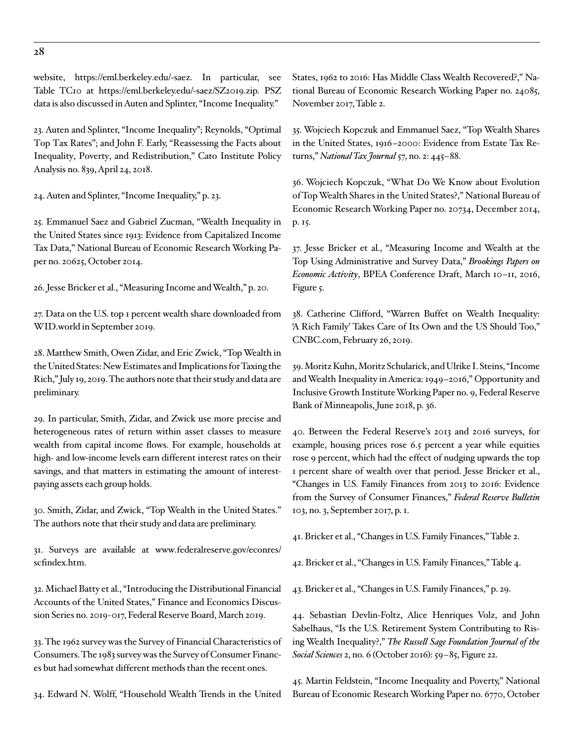website, https://eml.berkeley.edu/-saez. In particular, see Table TC10 at https://eml.berkeley.edu/-saez/SZ2019.zip. PSZ data is also discussed in Auten and Splinter, "Income Inequality."

23. Auten and Splinter, "Income Inequality"; Reynolds, "Optimal Top Tax Rates"; and John F. Early, "Reassessing the Facts about Inequality, Poverty, and Redistribution," Cato Institute Policy Analysis no. 839, April 24, 2018.

24. Auten and Splinter, "Income Inequality," p. 23.

25. Emmanuel Saez and Gabriel Zucman, "Wealth Inequality in the United States since 1913: Evidence from Capitalized Income Tax Data," National Bureau of Economic Research Working Paper no. 20625, October 2014.

26. Jesse Bricker et al., "Measuring Income and Wealth," p. 20.

27. Data on the U.S. top 1 percent wealth share downloaded from WID.world in September 2019.

28. Matthew Smith, Owen Zidar, and Eric Zwick, "Top Wealth in the United States: New Estimates and Implications for Taxing the Rich," July 19, 2019. The authors note that their study and data are preliminary.

29. In particular, Smith, Zidar, and Zwick use more precise and heterogeneous rates of return within asset classes to measure wealth from capital income flows. For example, households at high- and low-income levels earn different interest rates on their savings, and that matters in estimating the amount of interest-paying assets each group holds.

30. Smith, Zidar, and Zwick, "Top Wealth in the United States." The authors note that their study and data are preliminary.

31. Surveys are available at www.federalreserve.gov/econres/scfindex.htm.

32. Michael Batty et al., "Introducing the Distributional Financial Accounts of the United States," Finance and Economics Discussion Series no. 2019-017, Federal Reserve Board, March 2019.

33. The 1962 survey was the Survey of Financial Characteristics of Consumers. The 1983 survey was the Survey of Consumer Finances but had somewhat different methods than the recent ones.

34. Edward N. Wolff, "Household Wealth Trends in the United States, 1962 to 2016: Has Middle Class Wealth Recovered?," National Bureau of Economic Research Working Paper no. 24085, November 2017, Table 2.

35. Wojciech Kopczuk and Emmanuel Saez, "Top Wealth Shares in the United States, 1916–2000: Evidence from Estate Tax Returns," *National Tax Journal* 57, no. 2: 445–88.

36. Wojciech Kopczuk, "What Do We Know about Evolution of Top Wealth Shares in the United States?," National Bureau of Economic Research Working Paper no. 20734, December 2014, p. 15.

37. Jesse Bricker et al., "Measuring Income and Wealth at the Top Using Administrative and Survey Data," *Brookings Papers on Economic Activity*, BPEA Conference Draft, March 10–11, 2016, Figure 5.

38. Catherine Clifford, "Warren Buffet on Wealth Inequality: 'A Rich Family' Takes Care of Its Own and the US Should Too," CNBC.com, February 26, 2019.

39. Moritz Kuhn, Moritz Schularick, and Ulrike I. Steins, "Income and Wealth Inequality in America: 1949–2016," Opportunity and Inclusive Growth Institute Working Paper no. 9, Federal Reserve Bank of Minneapolis, June 2018, p. 36.

40. Between the Federal Reserve's 2013 and 2016 surveys, for example, housing prices rose 6.5 percent a year while equities rose 9 percent, which had the effect of nudging upwards the top 1 percent share of wealth over that period. Jesse Bricker et al., "Changes in U.S. Family Finances from 2013 to 2016: Evidence from the Survey of Consumer Finances," *Federal Reserve Bulletin* 103, no. 3, September 2017, p. 1.

41. Bricker et al., "Changes in U.S. Family Finances," Table 2.

42. Bricker et al., "Changes in U.S. Family Finances," Table 4.

43. Bricker et al., "Changes in U.S. Family Finances," p. 29.

44. Sebastian Devlin-Foltz, Alice Henriques Volz, and John Sabelhaus, "Is the U.S. Retirement System Contributing to Rising Wealth Inequality?," *The Russell Sage Foundation Journal of the Social Sciences* 2, no. 6 (October 2016): 59–85, Figure 22.

45. Martin Feldstein, "Income Inequality and Poverty," National Bureau of Economic Research Working Paper no. 6770, October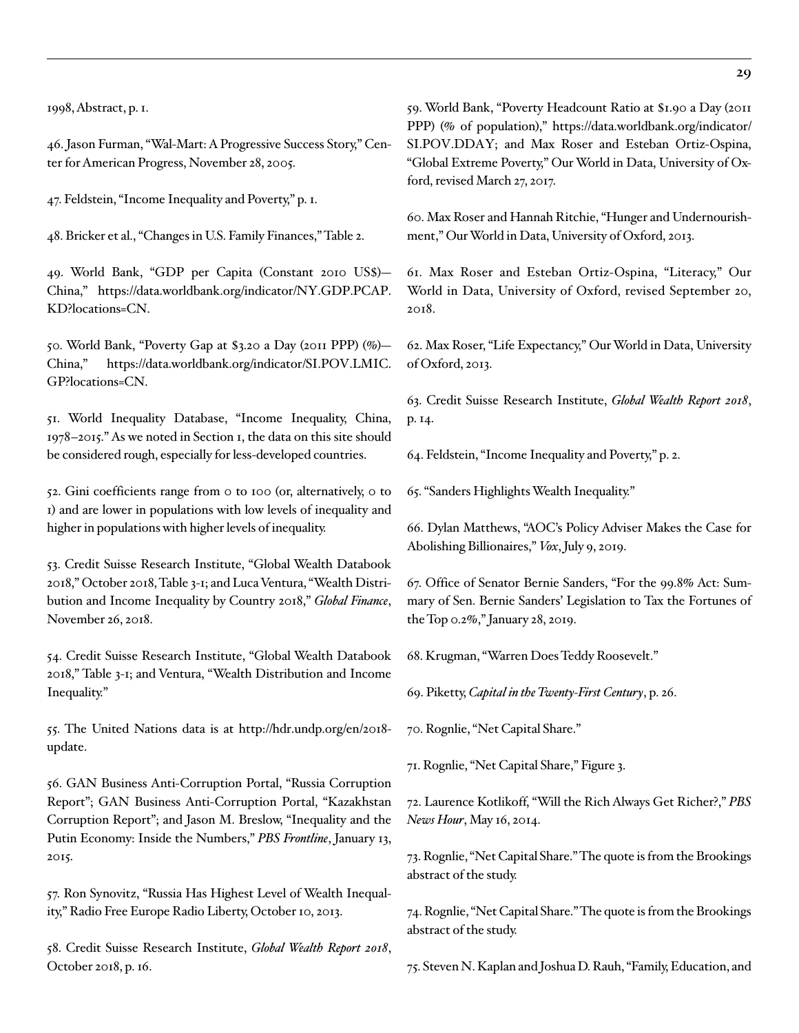1998, Abstract, p. 1.

46. Jason Furman, "Wal-Mart: A Progressive Success Story," Center for American Progress, November 28, 2005.

47. Feldstein, "Income Inequality and Poverty," p. 1.

48. Bricker et al., "Changes in U.S. Family Finances," Table 2.

49. World Bank, "GDP per Capita (Constant 2010 US$)—China," https://data.worldbank.org/indicator/NY.GDP.PCAP.KD?locations=CN.

50. World Bank, "Poverty Gap at $3.20 a Day (2011 PPP) (%)—China," https://data.worldbank.org/indicator/SI.POV.LMIC.GP?locations=CN.

51. World Inequality Database, "Income Inequality, China, 1978–2015." As we noted in Section 1, the data on this site should be considered rough, especially for less-developed countries.

52. Gini coefficients range from 0 to 100 (or, alternatively, 0 to 1) and are lower in populations with low levels of inequality and higher in populations with higher levels of inequality.

53. Credit Suisse Research Institute, "Global Wealth Databook 2018," October 2018, Table 3-1; and Luca Ventura, "Wealth Distribution and Income Inequality by Country 2018," *Global Finance*, November 26, 2018.

54. Credit Suisse Research Institute, "Global Wealth Databook 2018," Table 3-1; and Ventura, "Wealth Distribution and Income Inequality."

55. The United Nations data is at http://hdr.undp.org/en/2018-update.

56. GAN Business Anti-Corruption Portal, "Russia Corruption Report"; GAN Business Anti-Corruption Portal, "Kazakhstan Corruption Report"; and Jason M. Breslow, "Inequality and the Putin Economy: Inside the Numbers," *PBS Frontline*, January 13, 2015.

57. Ron Synovitz, "Russia Has Highest Level of Wealth Inequality," Radio Free Europe Radio Liberty, October 10, 2013.

58. Credit Suisse Research Institute, *Global Wealth Report 2018*, October 2018, p. 16.

59. World Bank, "Poverty Headcount Ratio at $1.90 a Day (2011 PPP) (% of population)," https://data.worldbank.org/indicator/SI.POV.DDAY; and Max Roser and Esteban Ortiz-Ospina, "Global Extreme Poverty," Our World in Data, University of Oxford, revised March 27, 2017.

60. Max Roser and Hannah Ritchie, "Hunger and Undernourishment," Our World in Data, University of Oxford, 2013.

61. Max Roser and Esteban Ortiz-Ospina, "Literacy," Our World in Data, University of Oxford, revised September 20, 2018.

62. Max Roser, "Life Expectancy," Our World in Data, University of Oxford, 2013.

63. Credit Suisse Research Institute, *Global Wealth Report 2018*, p. 14.

64. Feldstein, "Income Inequality and Poverty," p. 2.

65. "Sanders Highlights Wealth Inequality."

66. Dylan Matthews, "AOC's Policy Adviser Makes the Case for Abolishing Billionaires," *Vox*, July 9, 2019.

67. Office of Senator Bernie Sanders, "For the 99.8% Act: Summary of Sen. Bernie Sanders' Legislation to Tax the Fortunes of the Top 0.2%," January 28, 2019.

68. Krugman, "Warren Does Teddy Roosevelt."

69. Piketty, *Capital in the Twenty-First Century*, p. 26.

70. Rognlie, "Net Capital Share."

71. Rognlie, "Net Capital Share," Figure 3.

72. Laurence Kotlikoff, "Will the Rich Always Get Richer?," *PBS News Hour*, May 16, 2014.

73. Rognlie, "Net Capital Share." The quote is from the Brookings abstract of the study.

74. Rognlie, "Net Capital Share." The quote is from the Brookings abstract of the study.

75. Steven N. Kaplan and Joshua D. Rauh, "Family, Education, and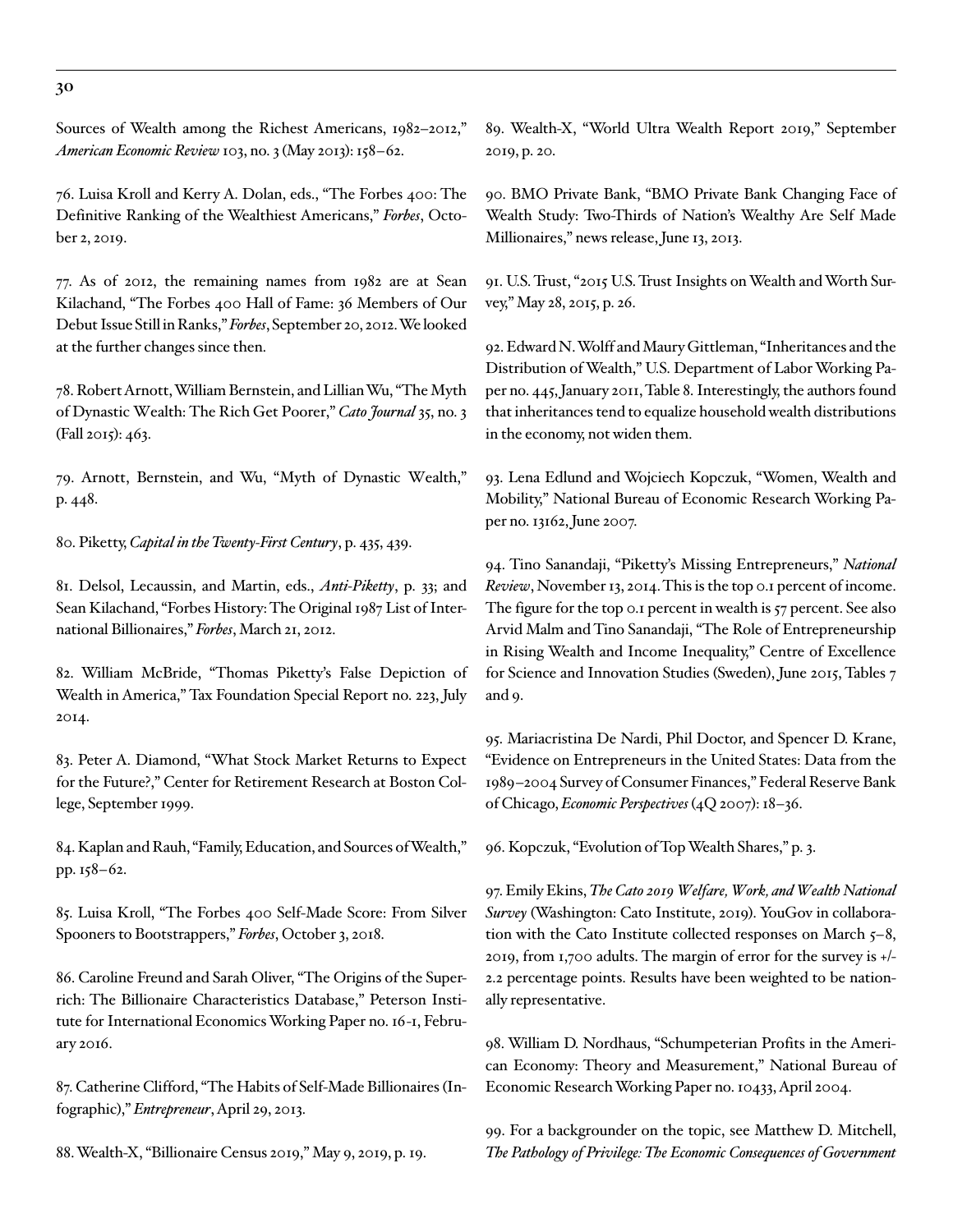Sources of Wealth among the Richest Americans, 1982–2012," *American Economic Review* 103, no. 3 (May 2013): 158–62.

76. Luisa Kroll and Kerry A. Dolan, eds., "The Forbes 400: The Definitive Ranking of the Wealthiest Americans," *Forbes*, October 2, 2019.

77. As of 2012, the remaining names from 1982 are at Sean Kilachand, "The Forbes 400 Hall of Fame: 36 Members of Our Debut Issue Still in Ranks," *Forbes*, September 20, 2012. We looked at the further changes since then.

78. Robert Arnott, William Bernstein, and Lillian Wu, "The Myth of Dynastic Wealth: The Rich Get Poorer," *Cato Journal* 35, no. 3 (Fall 2015): 463.

79. Arnott, Bernstein, and Wu, "Myth of Dynastic Wealth," p. 448.

80. Piketty, *Capital in the Twenty-First Century*, p. 435, 439.

81. Delsol, Lecaussin, and Martin, eds., *Anti-Piketty*, p. 33; and Sean Kilachand, "Forbes History: The Original 1987 List of International Billionaires," *Forbes*, March 21, 2012.

82. William McBride, "Thomas Piketty's False Depiction of Wealth in America," Tax Foundation Special Report no. 223, July 2014.

83. Peter A. Diamond, "What Stock Market Returns to Expect for the Future?," Center for Retirement Research at Boston College, September 1999.

84. Kaplan and Rauh, "Family, Education, and Sources of Wealth," pp. 158–62.

85. Luisa Kroll, "The Forbes 400 Self-Made Score: From Silver Spooners to Bootstrappers," *Forbes*, October 3, 2018.

86. Caroline Freund and Sarah Oliver, "The Origins of the Superrich: The Billionaire Characteristics Database," Peterson Institute for International Economics Working Paper no. 16-1, February 2016.

87. Catherine Clifford, "The Habits of Self-Made Billionaires (Infographic)," *Entrepreneur*, April 29, 2013.

88. Wealth-X, "Billionaire Census 2019," May 9, 2019, p. 19.

89. Wealth-X, "World Ultra Wealth Report 2019," September 2019, p. 20.

90. BMO Private Bank, "BMO Private Bank Changing Face of Wealth Study: Two-Thirds of Nation's Wealthy Are Self Made Millionaires," news release, June 13, 2013.

91. U.S. Trust, "2015 U.S. Trust Insights on Wealth and Worth Survey," May 28, 2015, p. 26.

92. Edward N. Wolff and Maury Gittleman, "Inheritances and the Distribution of Wealth," U.S. Department of Labor Working Paper no. 445, January 2011, Table 8. Interestingly, the authors found that inheritances tend to equalize household wealth distributions in the economy, not widen them.

93. Lena Edlund and Wojciech Kopczuk, "Women, Wealth and Mobility," National Bureau of Economic Research Working Paper no. 13162, June 2007.

94. Tino Sanandaji, "Piketty's Missing Entrepreneurs," *National Review*, November 13, 2014. This is the top 0.1 percent of income. The figure for the top 0.1 percent in wealth is 57 percent. See also Arvid Malm and Tino Sanandaji, "The Role of Entrepreneurship in Rising Wealth and Income Inequality," Centre of Excellence for Science and Innovation Studies (Sweden), June 2015, Tables 7 and 9.

95. Mariacristina De Nardi, Phil Doctor, and Spencer D. Krane, "Evidence on Entrepreneurs in the United States: Data from the 1989–2004 Survey of Consumer Finances," Federal Reserve Bank of Chicago, *Economic Perspectives* (4Q 2007): 18–36.

96. Kopczuk, "Evolution of Top Wealth Shares," p. 3.

97. Emily Ekins, *The Cato 2019 Welfare, Work, and Wealth National Survey* (Washington: Cato Institute, 2019). YouGov in collaboration with the Cato Institute collected responses on March 5–8, 2019, from 1,700 adults. The margin of error for the survey is +/- 2.2 percentage points. Results have been weighted to be nationally representative.

98. William D. Nordhaus, "Schumpeterian Profits in the American Economy: Theory and Measurement," National Bureau of Economic Research Working Paper no. 10433, April 2004.

99. For a backgrounder on the topic, see Matthew D. Mitchell, *The Pathology of Privilege: The Economic Consequences of Government*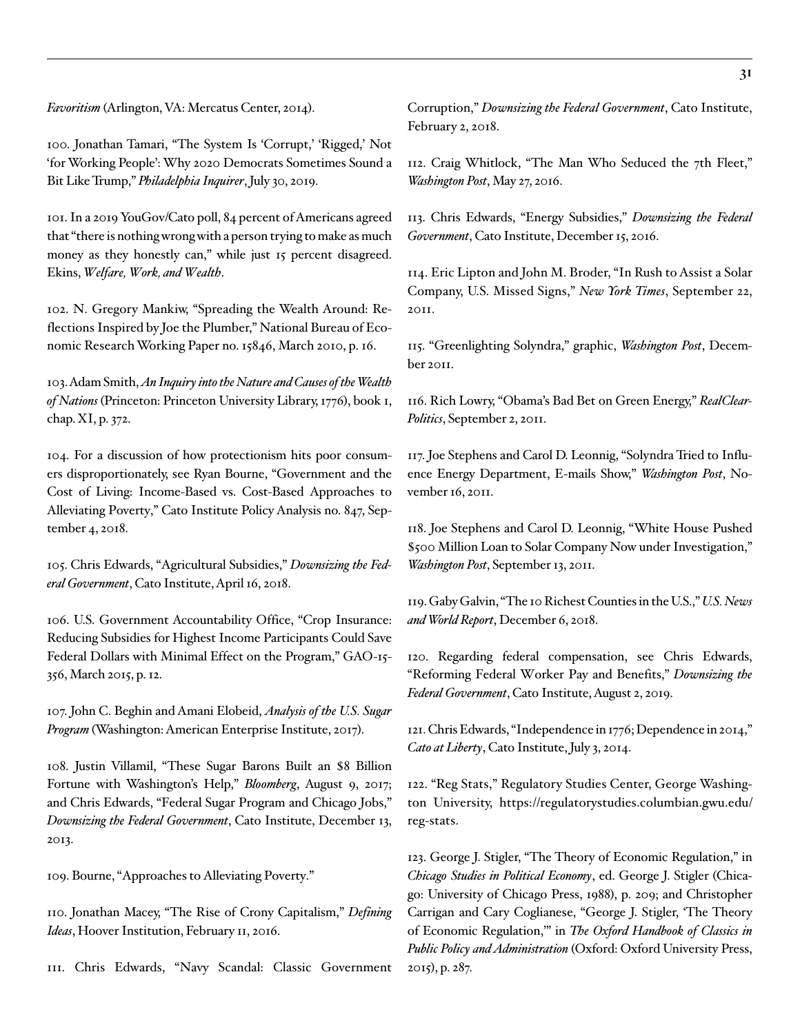*Favoritism* (Arlington, VA: Mercatus Center, 2014).

100. Jonathan Tamari, "The System Is 'Corrupt,' 'Rigged,' Not 'for Working People': Why 2020 Democrats Sometimes Sound a Bit Like Trump," *Philadelphia Inquirer*, July 30, 2019.

101. In a 2019 YouGov/Cato poll, 84 percent of Americans agreed that "there is nothing wrong with a person trying to make as much money as they honestly can," while just 15 percent disagreed. Ekins, *Welfare, Work, and Wealth*.

102. N. Gregory Mankiw, "Spreading the Wealth Around: Reflections Inspired by Joe the Plumber," National Bureau of Economic Research Working Paper no. 15846, March 2010, p. 16.

103. Adam Smith, *An Inquiry into the Nature and Causes of the Wealth of Nations* (Princeton: Princeton University Library, 1776), book 1, chap. XI, p. 372.

104. For a discussion of how protectionism hits poor consumers disproportionately, see Ryan Bourne, "Government and the Cost of Living: Income-Based vs. Cost-Based Approaches to Alleviating Poverty," Cato Institute Policy Analysis no. 847, September 4, 2018.

105. Chris Edwards, "Agricultural Subsidies," *Downsizing the Federal Government*, Cato Institute, April 16, 2018.

106. U.S. Government Accountability Office, "Crop Insurance: Reducing Subsidies for Highest Income Participants Could Save Federal Dollars with Minimal Effect on the Program," GAO-15-356, March 2015, p. 12.

107. John C. Beghin and Amani Elobeid, *Analysis of the U.S. Sugar Program* (Washington: American Enterprise Institute, 2017).

108. Justin Villamil, "These Sugar Barons Built an $8 Billion Fortune with Washington's Help," *Bloomberg*, August 9, 2017; and Chris Edwards, "Federal Sugar Program and Chicago Jobs," *Downsizing the Federal Government*, Cato Institute, December 13, 2013.

109. Bourne, "Approaches to Alleviating Poverty."

110. Jonathan Macey, "The Rise of Crony Capitalism," *Defining Ideas*, Hoover Institution, February 11, 2016.

111. Chris Edwards, "Navy Scandal: Classic Government Corruption," *Downsizing the Federal Government*, Cato Institute, February 2, 2018.

112. Craig Whitlock, "The Man Who Seduced the 7th Fleet," *Washington Post*, May 27, 2016.

113. Chris Edwards, "Energy Subsidies," *Downsizing the Federal Government*, Cato Institute, December 15, 2016.

114. Eric Lipton and John M. Broder, "In Rush to Assist a Solar Company, U.S. Missed Signs," *New York Times*, September 22, 2011.

115. "Greenlighting Solyndra," graphic, *Washington Post*, December 2011.

116. Rich Lowry, "Obama's Bad Bet on Green Energy," *RealClearPolitics*, September 2, 2011.

117. Joe Stephens and Carol D. Leonnig, "Solyndra Tried to Influence Energy Department, E-mails Show," *Washington Post*, November 16, 2011.

118. Joe Stephens and Carol D. Leonnig, "White House Pushed $500 Million Loan to Solar Company Now under Investigation," *Washington Post*, September 13, 2011.

119. Gaby Galvin, "The 10 Richest Counties in the U.S.," *U.S. News and World Report*, December 6, 2018.

120. Regarding federal compensation, see Chris Edwards, "Reforming Federal Worker Pay and Benefits," *Downsizing the Federal Government*, Cato Institute, August 2, 2019.

121. Chris Edwards, "Independence in 1776; Dependence in 2014," *Cato at Liberty*, Cato Institute, July 3, 2014.

122. "Reg Stats," Regulatory Studies Center, George Washington University, https://regulatorystudies.columbian.gwu.edu/reg-stats.

123. George J. Stigler, "The Theory of Economic Regulation," in *Chicago Studies in Political Economy*, ed. George J. Stigler (Chicago: University of Chicago Press, 1988), p. 209; and Christopher Carrigan and Cary Coglianese, "George J. Stigler, 'The Theory of Economic Regulation,'" in *The Oxford Handbook of Classics in Public Policy and Administration* (Oxford: Oxford University Press, 2015), p. 287.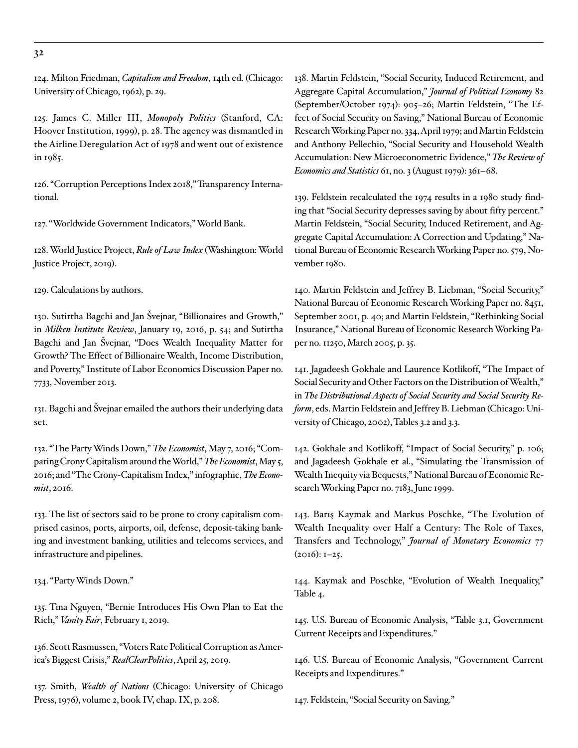124. Milton Friedman, *Capitalism and Freedom*, 14th ed. (Chicago: University of Chicago, 1962), p. 29.

125. James C. Miller III, *Monopoly Politics* (Stanford, CA: Hoover Institution, 1999), p. 28. The agency was dismantled in the Airline Deregulation Act of 1978 and went out of existence in 1985.

126. "Corruption Perceptions Index 2018," Transparency International.

127. "Worldwide Government Indicators," World Bank.

128. World Justice Project, *Rule of Law Index* (Washington: World Justice Project, 2019).

129. Calculations by authors.

130. Sutirtha Bagchi and Jan Švejnar, "Billionaires and Growth," in *Milken Institute Review*, January 19, 2016, p. 54; and Sutirtha Bagchi and Jan Švejnar, "Does Wealth Inequality Matter for Growth? The Effect of Billionaire Wealth, Income Distribution, and Poverty," Institute of Labor Economics Discussion Paper no. 7733, November 2013.

131. Bagchi and Švejnar emailed the authors their underlying data set.

132. "The Party Winds Down," *The Economist*, May 7, 2016; "Comparing Crony Capitalism around the World," *The Economist*, May 5, 2016; and "The Crony-Capitalism Index," infographic, *The Economist*, 2016.

133. The list of sectors said to be prone to crony capitalism comprised casinos, ports, airports, oil, defense, deposit-taking banking and investment banking, utilities and telecoms services, and infrastructure and pipelines.

134. "Party Winds Down."

135. Tina Nguyen, "Bernie Introduces His Own Plan to Eat the Rich," *Vanity Fair*, February 1, 2019.

136. Scott Rasmussen, "Voters Rate Political Corruption as America's Biggest Crisis," *RealClearPolitics*, April 25, 2019.

137. Smith, *Wealth of Nations* (Chicago: University of Chicago Press, 1976), volume 2, book IV, chap. IX, p. 208.

138. Martin Feldstein, "Social Security, Induced Retirement, and Aggregate Capital Accumulation," *Journal of Political Economy* 82 (September/October 1974): 905–26; Martin Feldstein, "The Effect of Social Security on Saving," National Bureau of Economic Research Working Paper no. 334, April 1979; and Martin Feldstein and Anthony Pellechio, "Social Security and Household Wealth Accumulation: New Microeconometric Evidence," *The Review of Economics and Statistics* 61, no. 3 (August 1979): 361–68.

139. Feldstein recalculated the 1974 results in a 1980 study finding that "Social Security depresses saving by about fifty percent." Martin Feldstein, "Social Security, Induced Retirement, and Aggregate Capital Accumulation: A Correction and Updating," National Bureau of Economic Research Working Paper no. 579, November 1980.

140. Martin Feldstein and Jeffrey B. Liebman, "Social Security," National Bureau of Economic Research Working Paper no. 8451, September 2001, p. 40; and Martin Feldstein, "Rethinking Social Insurance," National Bureau of Economic Research Working Paper no. 11250, March 2005, p. 35.

141. Jagadeesh Gokhale and Laurence Kotlikoff, "The Impact of Social Security and Other Factors on the Distribution of Wealth," in *The Distributional Aspects of Social Security and Social Security Reform*, eds. Martin Feldstein and Jeffrey B. Liebman (Chicago: University of Chicago, 2002), Tables 3.2 and 3.3.

142. Gokhale and Kotlikoff, "Impact of Social Security," p. 106; and Jagadeesh Gokhale et al., "Simulating the Transmission of Wealth Inequity via Bequests," National Bureau of Economic Research Working Paper no. 7183, June 1999.

143. Barış Kaymak and Markus Poschke, "The Evolution of Wealth Inequality over Half a Century: The Role of Taxes, Transfers and Technology," *Journal of Monetary Economics* 77 (2016): 1–25.

144. Kaymak and Poschke, "Evolution of Wealth Inequality," Table 4.

145. U.S. Bureau of Economic Analysis, "Table 3.1, Government Current Receipts and Expenditures."

146. U.S. Bureau of Economic Analysis, "Government Current Receipts and Expenditures."

147. Feldstein, "Social Security on Saving."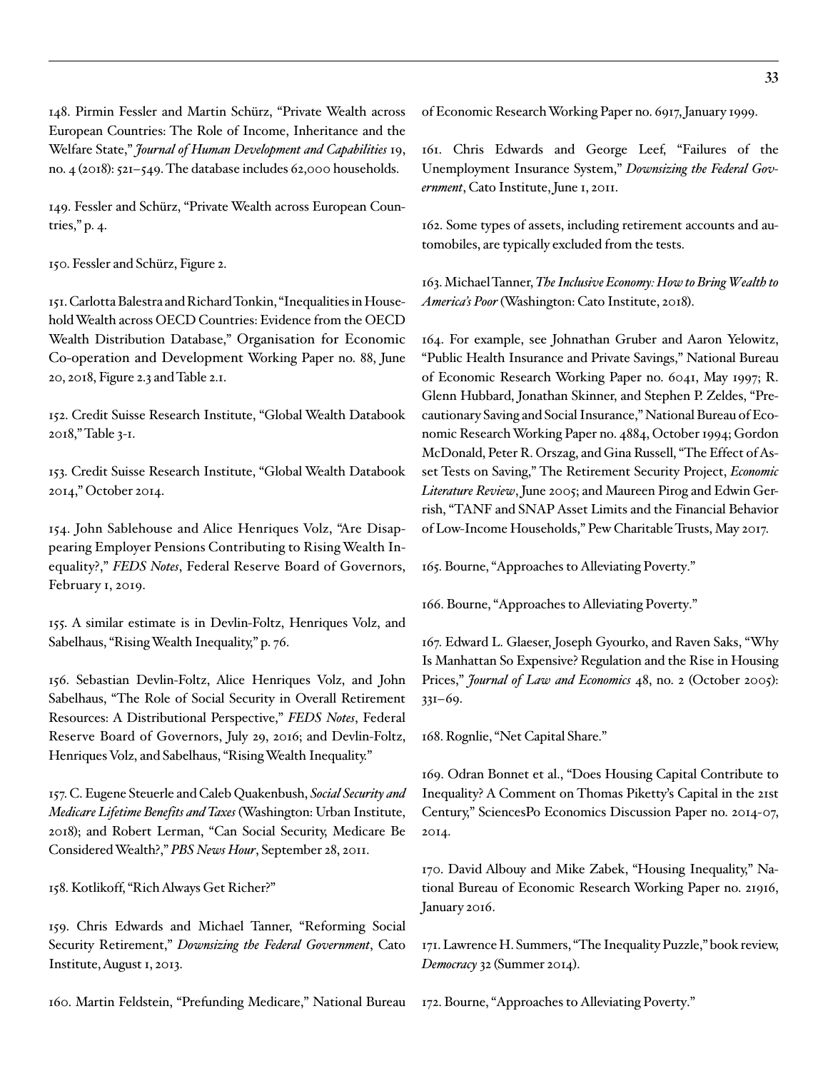148. Pirmin Fessler and Martin Schürz, "Private Wealth across European Countries: The Role of Income, Inheritance and the Welfare State," *Journal of Human Development and Capabilities* 19, no. 4 (2018): 521–549. The database includes 62,000 households.

149. Fessler and Schürz, "Private Wealth across European Countries," p. 4.

150. Fessler and Schürz, Figure 2.

151. Carlotta Balestra and Richard Tonkin, "Inequalities in Household Wealth across OECD Countries: Evidence from the OECD Wealth Distribution Database," Organisation for Economic Co-operation and Development Working Paper no. 88, June 20, 2018, Figure 2.3 and Table 2.1.

152. Credit Suisse Research Institute, "Global Wealth Databook 2018," Table 3-1.

153. Credit Suisse Research Institute, "Global Wealth Databook 2014," October 2014.

154. John Sablehouse and Alice Henriques Volz, "Are Disappearing Employer Pensions Contributing to Rising Wealth Inequality?," *FEDS Notes*, Federal Reserve Board of Governors, February 1, 2019.

155. A similar estimate is in Devlin-Foltz, Henriques Volz, and Sabelhaus, "Rising Wealth Inequality," p. 76.

156. Sebastian Devlin-Foltz, Alice Henriques Volz, and John Sabelhaus, "The Role of Social Security in Overall Retirement Resources: A Distributional Perspective," *FEDS Notes*, Federal Reserve Board of Governors, July 29, 2016; and Devlin-Foltz, Henriques Volz, and Sabelhaus, "Rising Wealth Inequality."

157. C. Eugene Steuerle and Caleb Quakenbush, *Social Security and Medicare Lifetime Benefits and Taxes* (Washington: Urban Institute, 2018); and Robert Lerman, "Can Social Security, Medicare Be Considered Wealth?," *PBS News Hour*, September 28, 2011.

158. Kotlikoff, "Rich Always Get Richer?"

159. Chris Edwards and Michael Tanner, "Reforming Social Security Retirement," *Downsizing the Federal Government*, Cato Institute, August 1, 2013.

160. Martin Feldstein, "Prefunding Medicare," National Bureau of Economic Research Working Paper no. 6917, January 1999.

161. Chris Edwards and George Leef, "Failures of the Unemployment Insurance System," *Downsizing the Federal Government*, Cato Institute, June 1, 2011.

162. Some types of assets, including retirement accounts and automobiles, are typically excluded from the tests.

163. Michael Tanner, *The Inclusive Economy: How to Bring Wealth to America's Poor* (Washington: Cato Institute, 2018).

164. For example, see Johnathan Gruber and Aaron Yelowitz, "Public Health Insurance and Private Savings," National Bureau of Economic Research Working Paper no. 6041, May 1997; R. Glenn Hubbard, Jonathan Skinner, and Stephen P. Zeldes, "Precautionary Saving and Social Insurance," National Bureau of Economic Research Working Paper no. 4884, October 1994; Gordon McDonald, Peter R. Orszag, and Gina Russell, "The Effect of Asset Tests on Saving," The Retirement Security Project, *Economic Literature Review*, June 2005; and Maureen Pirog and Edwin Gerrish, "TANF and SNAP Asset Limits and the Financial Behavior of Low-Income Households," Pew Charitable Trusts, May 2017.

165. Bourne, "Approaches to Alleviating Poverty."

166. Bourne, "Approaches to Alleviating Poverty."

167. Edward L. Glaeser, Joseph Gyourko, and Raven Saks, "Why Is Manhattan So Expensive? Regulation and the Rise in Housing Prices," *Journal of Law and Economics* 48, no. 2 (October 2005): 331–69.

168. Rognlie, "Net Capital Share."

169. Odran Bonnet et al., "Does Housing Capital Contribute to Inequality? A Comment on Thomas Piketty's Capital in the 21st Century," SciencesPo Economics Discussion Paper no. 2014-07, 2014.

170. David Albouy and Mike Zabek, "Housing Inequality," National Bureau of Economic Research Working Paper no. 21916, January 2016.

171. Lawrence H. Summers, "The Inequality Puzzle," book review, *Democracy* 32 (Summer 2014).

172. Bourne, "Approaches to Alleviating Poverty."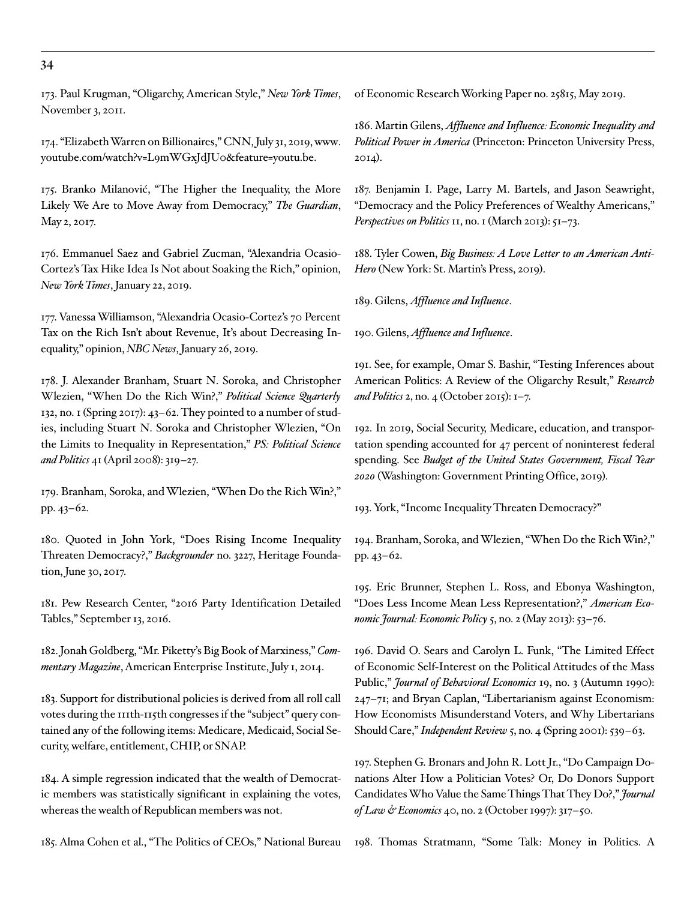173. Paul Krugman, "Oligarchy, American Style," *New York Times*, November 3, 2011.

174. "Elizabeth Warren on Billionaires," CNN, July 31, 2019, www.youtube.com/watch?v=L9mWGxJdJU0&feature=youtu.be.

175. Branko Milanović, "The Higher the Inequality, the More Likely We Are to Move Away from Democracy," *The Guardian*, May 2, 2017.

176. Emmanuel Saez and Gabriel Zucman, "Alexandria Ocasio-Cortez's Tax Hike Idea Is Not about Soaking the Rich," opinion, *New York Times*, January 22, 2019.

177. Vanessa Williamson, "Alexandria Ocasio-Cortez's 70 Percent Tax on the Rich Isn't about Revenue, It's about Decreasing Inequality," opinion, *NBC News*, January 26, 2019.

178. J. Alexander Branham, Stuart N. Soroka, and Christopher Wlezien, "When Do the Rich Win?," *Political Science Quarterly* 132, no. 1 (Spring 2017): 43–62. They pointed to a number of studies, including Stuart N. Soroka and Christopher Wlezien, "On the Limits to Inequality in Representation," *PS: Political Science and Politics* 41 (April 2008): 319–27.

179. Branham, Soroka, and Wlezien, "When Do the Rich Win?," pp. 43–62.

180. Quoted in John York, "Does Rising Income Inequality Threaten Democracy?," *Backgrounder* no. 3227, Heritage Foundation, June 30, 2017.

181. Pew Research Center, "2016 Party Identification Detailed Tables," September 13, 2016.

182. Jonah Goldberg, "Mr. Piketty's Big Book of Marxiness," *Commentary Magazine*, American Enterprise Institute, July 1, 2014.

183. Support for distributional policies is derived from all roll call votes during the 111th-115th congresses if the "subject" query contained any of the following items: Medicare, Medicaid, Social Security, welfare, entitlement, CHIP, or SNAP.

184. A simple regression indicated that the wealth of Democratic members was statistically significant in explaining the votes, whereas the wealth of Republican members was not.

185. Alma Cohen et al., "The Politics of CEOs," National Bureau of Economic Research Working Paper no. 25815, May 2019.

186. Martin Gilens, *Affluence and Influence: Economic Inequality and Political Power in America* (Princeton: Princeton University Press, 2014).

187. Benjamin I. Page, Larry M. Bartels, and Jason Seawright, "Democracy and the Policy Preferences of Wealthy Americans," *Perspectives on Politics* 11, no. 1 (March 2013): 51–73.

188. Tyler Cowen, *Big Business: A Love Letter to an American Anti-Hero* (New York: St. Martin's Press, 2019).

189. Gilens, *Affluence and Influence*.

190. Gilens, *Affluence and Influence*.

191. See, for example, Omar S. Bashir, "Testing Inferences about American Politics: A Review of the Oligarchy Result," *Research and Politics* 2, no. 4 (October 2015): 1–7.

192. In 2019, Social Security, Medicare, education, and transportation spending accounted for 47 percent of noninterest federal spending. See *Budget of the United States Government, Fiscal Year 2020* (Washington: Government Printing Office, 2019).

193. York, "Income Inequality Threaten Democracy?"

194. Branham, Soroka, and Wlezien, "When Do the Rich Win?," pp. 43–62.

195. Eric Brunner, Stephen L. Ross, and Ebonya Washington, "Does Less Income Mean Less Representation?," *American Economic Journal: Economic Policy* 5, no. 2 (May 2013): 53–76.

196. David O. Sears and Carolyn L. Funk, "The Limited Effect of Economic Self-Interest on the Political Attitudes of the Mass Public," *Journal of Behavioral Economics* 19, no. 3 (Autumn 1990): 247–71; and Bryan Caplan, "Libertarianism against Economism: How Economists Misunderstand Voters, and Why Libertarians Should Care," *Independent Review* 5, no. 4 (Spring 2001): 539–63.

197. Stephen G. Bronars and John R. Lott Jr., "Do Campaign Donations Alter How a Politician Votes? Or, Do Donors Support Candidates Who Value the Same Things That They Do?," *Journal of Law & Economics* 40, no. 2 (October 1997): 317–50.

198. Thomas Stratmann, "Some Talk: Money in Politics. A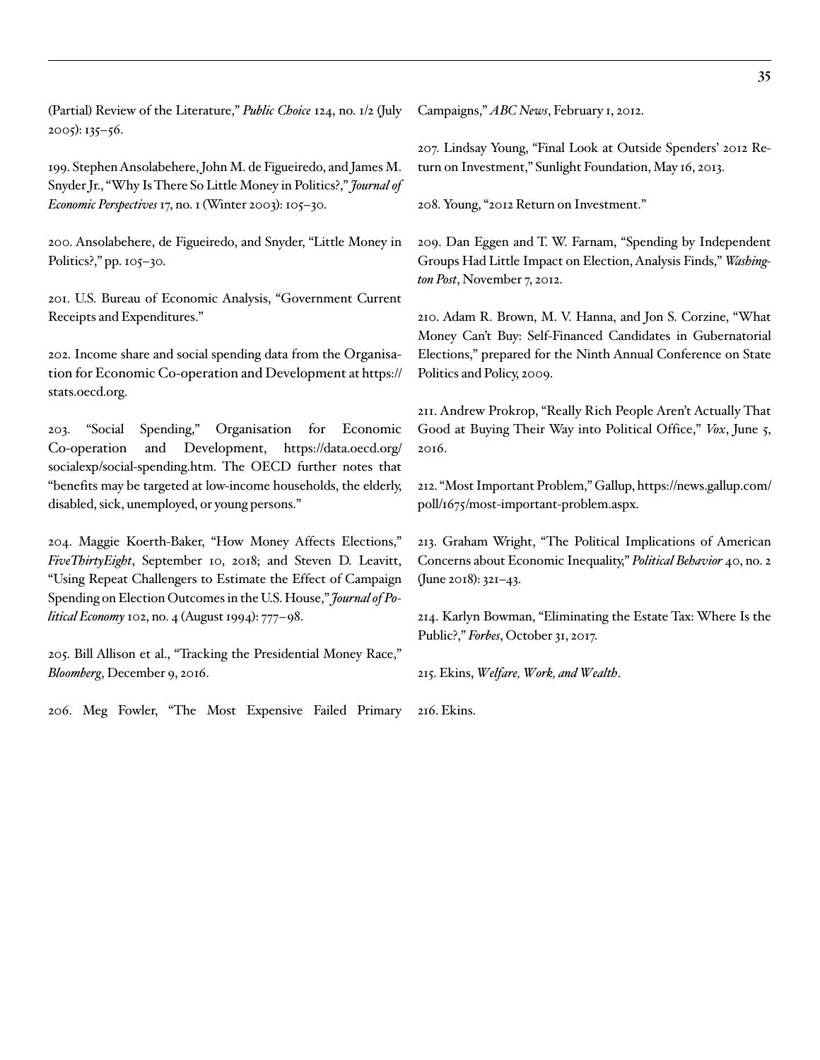(Partial) Review of the Literature," *Public Choice* 124, no. 1/2 (July 2005): 135–56.

199. Stephen Ansolabehere, John M. de Figueiredo, and James M. Snyder Jr., "Why Is There So Little Money in Politics?," *Journal of Economic Perspectives* 17, no. 1 (Winter 2003): 105–30.

200. Ansolabehere, de Figueiredo, and Snyder, "Little Money in Politics?," pp. 105–30.

201. U.S. Bureau of Economic Analysis, "Government Current Receipts and Expenditures."

202. Income share and social spending data from the Organisation for Economic Co-operation and Development at https://stats.oecd.org.

203. "Social Spending," Organisation for Economic Co-operation and Development, https://data.oecd.org/socialexp/social-spending.htm. The OECD further notes that "benefits may be targeted at low-income households, the elderly, disabled, sick, unemployed, or young persons."

204. Maggie Koerth-Baker, "How Money Affects Elections," *FiveThirtyEight*, September 10, 2018; and Steven D. Leavitt, "Using Repeat Challengers to Estimate the Effect of Campaign Spending on Election Outcomes in the U.S. House," *Journal of Political Economy* 102, no. 4 (August 1994): 777–98.

205. Bill Allison et al., "Tracking the Presidential Money Race," *Bloomberg*, December 9, 2016.

206. Meg Fowler, "The Most Expensive Failed Primary Campaigns," *ABC News*, February 1, 2012.

207. Lindsay Young, "Final Look at Outside Spenders' 2012 Return on Investment," Sunlight Foundation, May 16, 2013.

208. Young, "2012 Return on Investment."

209. Dan Eggen and T. W. Farnam, "Spending by Independent Groups Had Little Impact on Election, Analysis Finds," *Washington Post*, November 7, 2012.

210. Adam R. Brown, M. V. Hanna, and Jon S. Corzine, "What Money Can't Buy: Self-Financed Candidates in Gubernatorial Elections," prepared for the Ninth Annual Conference on State Politics and Policy, 2009.

211. Andrew Prokrop, "Really Rich People Aren't Actually That Good at Buying Their Way into Political Office," *Vox*, June 5, 2016.

212. "Most Important Problem," Gallup, https://news.gallup.com/poll/1675/most-important-problem.aspx.

213. Graham Wright, "The Political Implications of American Concerns about Economic Inequality," *Political Behavior* 40, no. 2 (June 2018): 321–43.

214. Karlyn Bowman, "Eliminating the Estate Tax: Where Is the Public?," *Forbes*, October 31, 2017.

215. Ekins, *Welfare, Work, and Wealth*.

216. Ekins.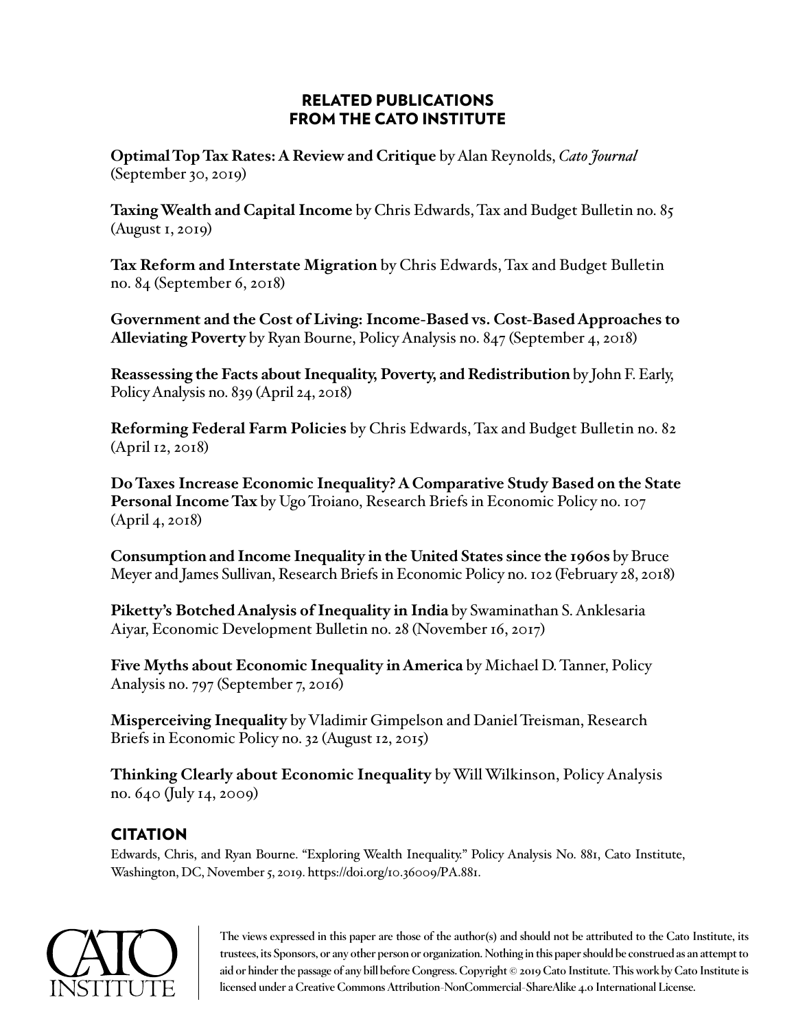## RELATED PUBLICATIONS FROM THE CATO INSTITUTE

**Optimal Top Tax Rates: A Review and Critique** by Alan Reynolds, *Cato Journal* (September 30, 2019)

**Taxing Wealth and Capital Income** by Chris Edwards, Tax and Budget Bulletin no. 85 (August 1, 2019)

**Tax Reform and Interstate Migration** by Chris Edwards, Tax and Budget Bulletin no. 84 (September 6, 2018)

**Government and the Cost of Living: Income-Based vs. Cost-Based Approaches to Alleviating Poverty** by Ryan Bourne, Policy Analysis no. 847 (September 4, 2018)

**Reassessing the Facts about Inequality, Poverty, and Redistribution** by John F. Early, Policy Analysis no. 839 (April 24, 2018)

**Reforming Federal Farm Policies** by Chris Edwards, Tax and Budget Bulletin no. 82 (April 12, 2018)

**Do Taxes Increase Economic Inequality? A Comparative Study Based on the State Personal Income Tax** by Ugo Troiano, Research Briefs in Economic Policy no. 107 (April 4, 2018)

**Consumption and Income Inequality in the United States since the 1960s** by Bruce Meyer and James Sullivan, Research Briefs in Economic Policy no. 102 (February 28, 2018)

**Piketty's Botched Analysis of Inequality in India** by Swaminathan S. Anklesaria Aiyar, Economic Development Bulletin no. 28 (November 16, 2017)

**Five Myths about Economic Inequality in America** by Michael D. Tanner, Policy Analysis no. 797 (September 7, 2016)

**Misperceiving Inequality** by Vladimir Gimpelson and Daniel Treisman, Research Briefs in Economic Policy no. 32 (August 12, 2015)

**Thinking Clearly about Economic Inequality** by Will Wilkinson, Policy Analysis no. 640 (July 14, 2009)

## CITATION

Edwards, Chris, and Ryan Bourne. "Exploring Wealth Inequality." Policy Analysis No. 881, Cato Institute, Washington, DC, November 5, 2019. https://doi.org/10.36009/PA.881.

CATO INSTITUTE

The views expressed in this paper are those of the author(s) and should not be attributed to the Cato Institute, its trustees, its Sponsors, or any other person or organization. Nothing in this paper should be construed as an attempt to aid or hinder the passage of any bill before Congress. Copyright © 2019 Cato Institute. This work by Cato Institute is licensed under a Creative Commons Attribution-NonCommercial-ShareAlike 4.0 International License.